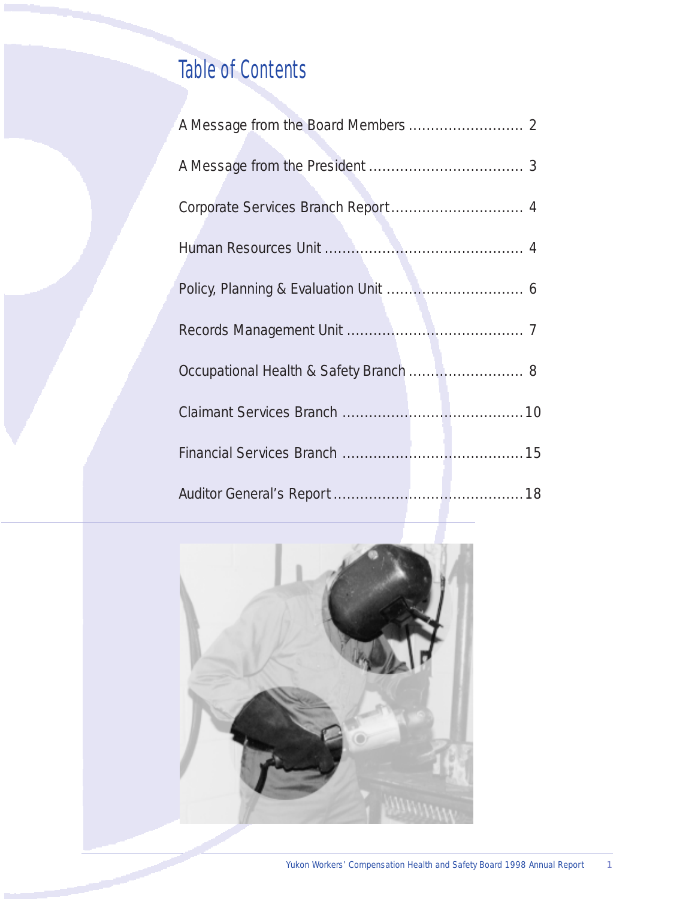# Table of Contents

A Message from the Board Members .......................... 2

A Message from the President .................................. 3

Corporate Services Branch Report............................. 4

Human Resources Unit ............................................. 4

Policy, Planning & Evaluation Unit ............................... 6

Records Management Unit ........................................ 7

Occupational Health & Safety Branch .......................... 8

Claimant Services Branch ........................................10

Financial Services Branch ........................................15

Auditor General's Report..........................................18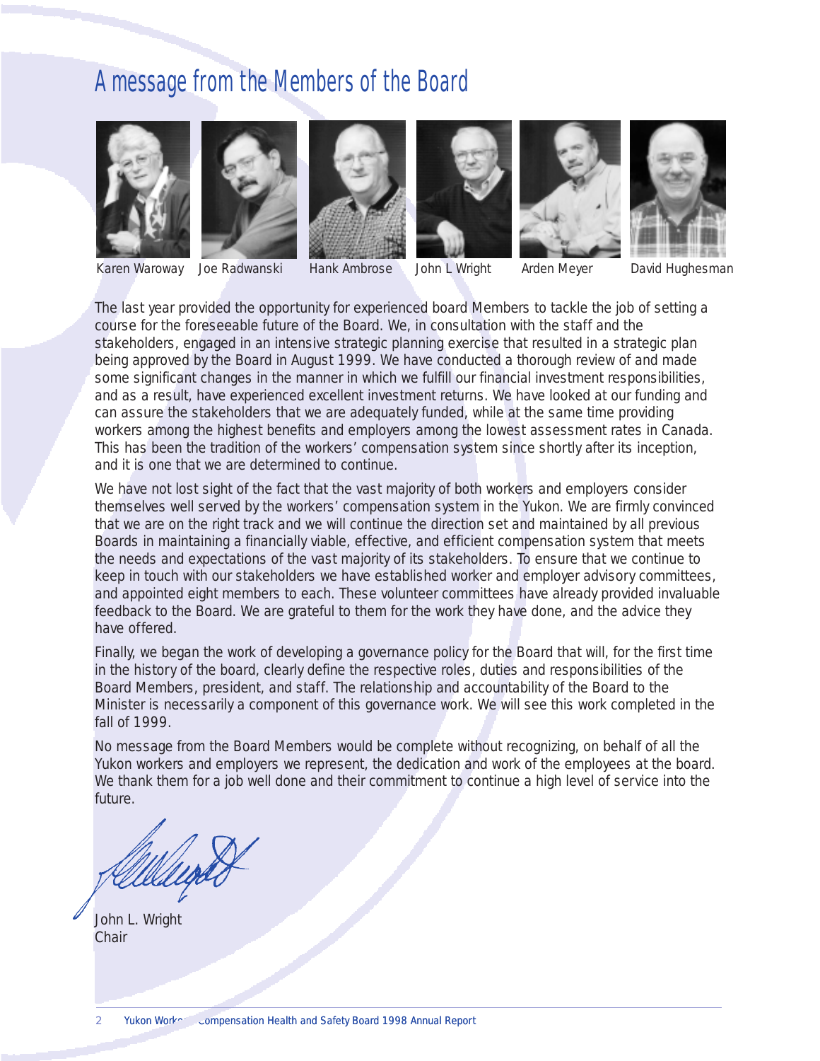# A message from the Members of the Board

Karen Waroway Joe Radwanski Hank Ambrose John L Wright Arden Meyer David Hughesman

The last year provided the opportunity for experienced board Members to tackle the job of setting a course for the foreseeable future of the Board. We, in consultation with the staff and the stakeholders, engaged in an intensive strategic planning exercise that resulted in a strategic plan being approved by the Board in August 1999. We have conducted a thorough review of and made some significant changes in the manner in which we fulfill our financial investment responsibilities, and as a result, have experienced excellent investment returns. We have looked at our funding and can assure the stakeholders that we are adequately funded, while at the same time providing workers among the highest benefits and employers among the lowest assessment rates in Canada. This has been the tradition of the workers' compensation system since shortly after its inception, and it is one that we are determined to continue.

We have not lost sight of the fact that the vast majority of both workers and employers consider themselves well served by the workers' compensation system in the Yukon. We are firmly convinced that we are on the right track and we will continue the direction set and maintained by all previous Boards in maintaining a financially viable, effective, and efficient compensation system that meets the needs and expectations of the vast majority of its stakeholders. To ensure that we continue to keep in touch with our stakeholders we have established worker and employer advisory committees, and appointed eight members to each. These volunteer committees have already provided invaluable feedback to the Board. We are grateful to them for the work they have done, and the advice they have offered.

Finally, we began the work of developing a governance policy for the Board that will, for the first time in the history of the board, clearly define the respective roles, duties and responsibilities of the Board Members, president, and staff. The relationship and accountability of the Board to the Minister is necessarily a component of this governance work. We will see this work completed in the fall of 1999.

No message from the Board Members would be complete without recognizing, on behalf of all the Yukon workers and employers we represent, the dedication and work of the employees at the board. We thank them for a job well done and their commitment to continue a high level of service into the future.

John L. Wright
Chair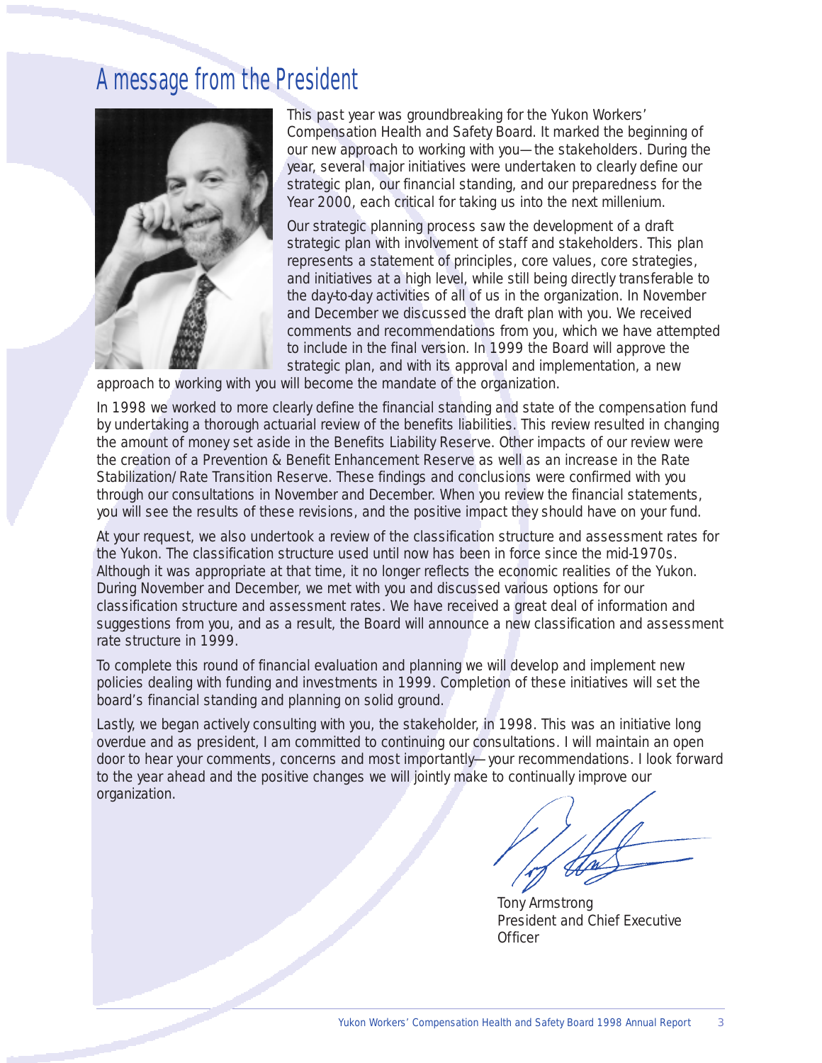# A message from the President

This past year was groundbreaking for the Yukon Workers' Compensation Health and Safety Board. It marked the beginning of our new approach to working with you—the stakeholders. During the year, several major initiatives were undertaken to clearly define our strategic plan, our financial standing, and our preparedness for the Year 2000, each critical for taking us into the next millenium.

Our strategic planning process saw the development of a draft strategic plan with involvement of staff and stakeholders. This plan represents a statement of principles, core values, core strategies, and initiatives at a high level, while still being directly transferable to the day-to-day activities of all of us in the organization. In November and December we discussed the draft plan with you. We received comments and recommendations from you, which we have attempted to include in the final version. In 1999 the Board will approve the strategic plan, and with its approval and implementation, a new approach to working with you will become the mandate of the organization.

In 1998 we worked to more clearly define the financial standing and state of the compensation fund by undertaking a thorough actuarial review of the benefits liabilities. This review resulted in changing the amount of money set aside in the Benefits Liability Reserve. Other impacts of our review were the creation of a Prevention & Benefit Enhancement Reserve as well as an increase in the Rate Stabilization/Rate Transition Reserve. These findings and conclusions were confirmed with you through our consultations in November and December. When you review the financial statements, you will see the results of these revisions, and the positive impact they should have on your fund.

At your request, we also undertook a review of the classification structure and assessment rates for the Yukon. The classification structure used until now has been in force since the mid-1970s. Although it was appropriate at that time, it no longer reflects the economic realities of the Yukon. During November and December, we met with you and discussed various options for our classification structure and assessment rates. We have received a great deal of information and suggestions from you, and as a result, the Board will announce a new classification and assessment rate structure in 1999.

To complete this round of financial evaluation and planning we will develop and implement new policies dealing with funding and investments in 1999. Completion of these initiatives will set the board's financial standing and planning on solid ground.

Lastly, we began actively consulting with you, the stakeholder, in 1998. This was an initiative long overdue and as president, I am committed to continuing our consultations. I will maintain an open door to hear your comments, concerns and most importantly—your recommendations. I look forward to the year ahead and the positive changes we will jointly make to continually improve our organization.

Tony Armstrong
President and Chief Executive Officer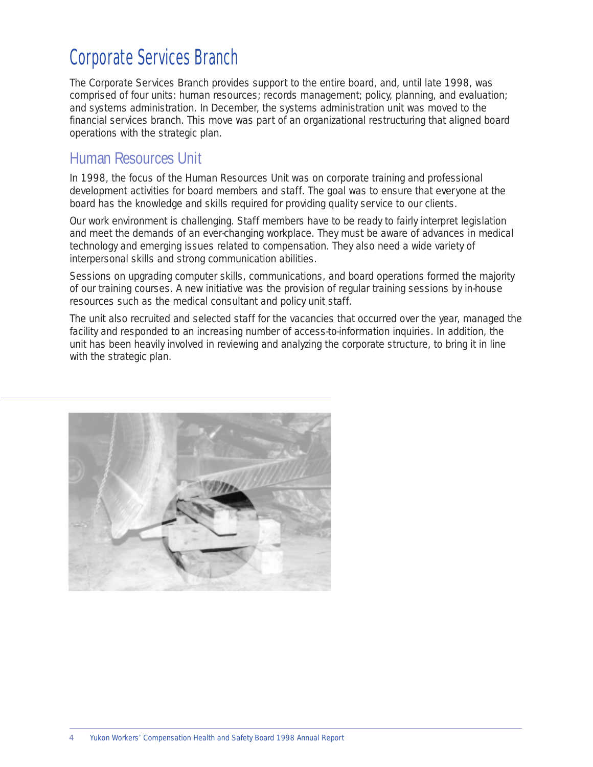# Corporate Services Branch

The Corporate Services Branch provides support to the entire board, and, until late 1998, was comprised of four units: human resources; records management; policy, planning, and evaluation; and systems administration. In December, the systems administration unit was moved to the financial services branch. This move was part of an organizational restructuring that aligned board operations with the strategic plan.

## Human Resources Unit

In 1998, the focus of the Human Resources Unit was on corporate training and professional development activities for board members and staff. The goal was to ensure that everyone at the board has the knowledge and skills required for providing quality service to our clients.

Our work environment is challenging. Staff members have to be ready to fairly interpret legislation and meet the demands of an ever-changing workplace. They must be aware of advances in medical technology and emerging issues related to compensation. They also need a wide variety of interpersonal skills and strong communication abilities.

Sessions on upgrading computer skills, communications, and board operations formed the majority of our training courses. A new initiative was the provision of regular training sessions by in-house resources such as the medical consultant and policy unit staff.

The unit also recruited and selected staff for the vacancies that occurred over the year, managed the facility and responded to an increasing number of access-to-information inquiries. In addition, the unit has been heavily involved in reviewing and analyzing the corporate structure, to bring it in line with the strategic plan.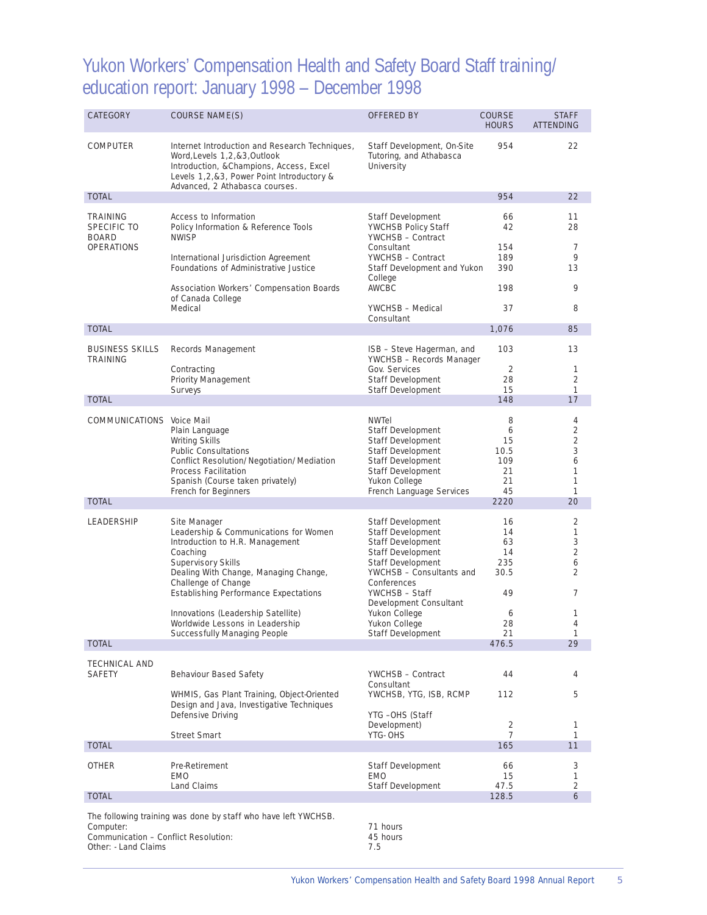# Yukon Workers' Compensation Health and Safety Board Staff training/ education report: January 1998 – December 1998

| CATEGORY | COURSE NAME(S) | OFFERED BY | COURSE HOURS | STAFF ATTENDING |
|---|---|---|---|---|
| COMPUTER | Internet Introduction and Research Techniques, Word,Levels 1,2,&3,Outlook Introduction, &Champions, Access, Excel Levels 1,2,&3, Power Point Introductory & Advanced, 2 Athabasca courses. | Staff Development, On-Site Tutoring, and Athabasca University | 954 | 22 |
| TOTAL | | | 954 | 22 |
| TRAINING SPECIFIC TO BOARD OPERATIONS | Access to Information | Staff Development | 66 | 11 |
| | Policy Information & Reference Tools | YWCHSB Policy Staff | 42 | 28 |
| | NWISP | YWCHSB – Contract Consultant | 154 | 7 |
| | International Jurisdiction Agreement | YWCHSB – Contract | 189 | 9 |
| | Foundations of Administrative Justice | Staff Development and Yukon College | 390 | 13 |
| | Association Workers' Compensation Boards of Canada College | AWCBC | 198 | 9 |
| | Medical | YWCHSB – Medical Consultant | 37 | 8 |
| TOTAL | | | 1,076 | 85 |
| BUSINESS SKILLS TRAINING | Records Management | ISB – Steve Hagerman, and YWCHSB – Records Manager | 103 | 13 |
| | Contracting | Gov. Services | 2 | 1 |
| | Priority Management | Staff Development | 28 | 2 |
| | Surveys | Staff Development | 15 | 1 |
| TOTAL | | | 148 | 17 |
| COMMUNICATIONS | Voice Mail | NWTel | 8 | 4 |
| | Plain Language | Staff Development | 6 | 2 |
| | Writing Skills | Staff Development | 15 | 2 |
| | Public Consultations | Staff Development | 10.5 | 3 |
| | Conflict Resolution/Negotiation/Mediation | Staff Development | 109 | 6 |
| | Process Facilitation | Staff Development | 21 | 1 |
| | Spanish (Course taken privately) | Yukon College | 21 | 1 |
| | French for Beginners | French Language Services | 45 | 1 |
| TOTAL | | | 2220 | 20 |
| LEADERSHIP | Site Manager | Staff Development | 16 | 2 |
| | Leadership & Communications for Women | Staff Development | 14 | 1 |
| | Introduction to H.R. Management | Staff Development | 63 | 3 |
| | Coaching | Staff Development | 14 | 2 |
| | Supervisory Skills | Staff Development | 235 | 6 |
| | Dealing With Change, Managing Change, Challenge of Change | YWCHSB – Consultants and Conferences | 30.5 | 2 |
| | Establishing Performance Expectations | YWCHSB – Staff Development Consultant | 49 | 7 |
| | Innovations (Leadership Satellite) | Yukon College | 6 | 1 |
| | Worldwide Lessons in Leadership | Yukon College | 28 | 4 |
| | Successfully Managing People | Staff Development | 21 | 1 |
| TOTAL | | | 476.5 | 29 |
| TECHNICAL AND SAFETY | Behaviour Based Safety | YWCHSB – Contract Consultant | 44 | 4 |
| | WHMIS, Gas Plant Training, Object-Oriented Design and Java, Investigative Techniques | YWCHSB, YTG, ISB, RCMP | 112 | 5 |
| | Defensive Driving | YTG –OHS (Staff Development) | 2 | 1 |
| | Street Smart | YTG- OHS | 7 | 1 |
| TOTAL | | | 165 | 11 |
| OTHER | Pre-Retirement | Staff Development | 66 | 3 |
| | EMO | EMO | 15 | 1 |
| | Land Claims | Staff Development | 47.5 | 2 |
| TOTAL | | | 128.5 | 6 |

The following training was done by staff who have left YWCHSB.

| | |
|---|---|
| Computer: | 71 hours |
| Communication – Conflict Resolution: | 45 hours |
| Other: - Land Claims | 7.5 |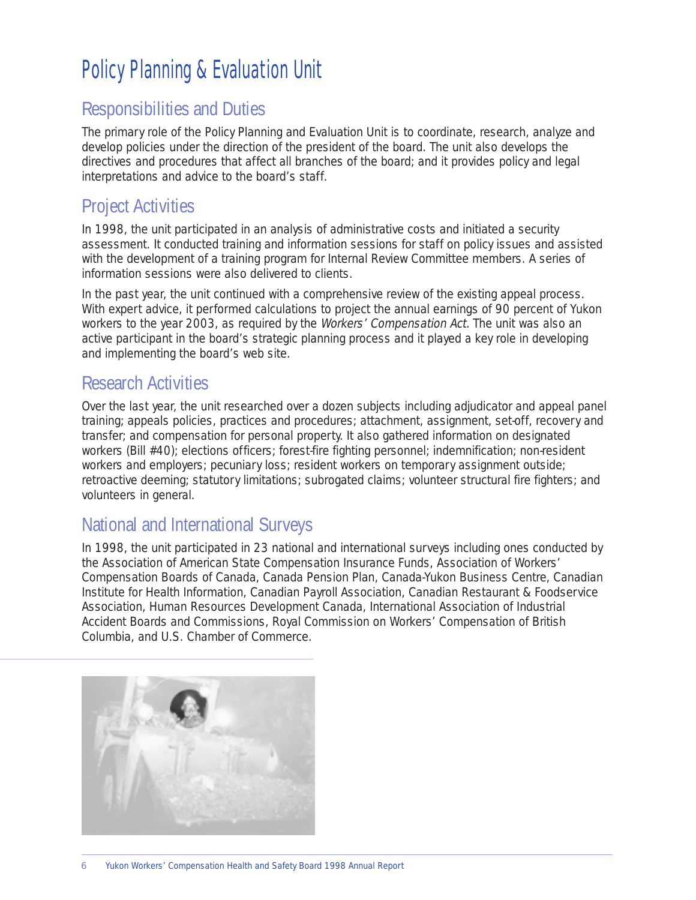# Policy Planning & Evaluation Unit

## Responsibilities and Duties

The primary role of the Policy Planning and Evaluation Unit is to coordinate, research, analyze and develop policies under the direction of the president of the board. The unit also develops the directives and procedures that affect all branches of the board; and it provides policy and legal interpretations and advice to the board's staff.

## Project Activities

In 1998, the unit participated in an analysis of administrative costs and initiated a security assessment. It conducted training and information sessions for staff on policy issues and assisted with the development of a training program for Internal Review Committee members. A series of information sessions were also delivered to clients.

In the past year, the unit continued with a comprehensive review of the existing appeal process. With expert advice, it performed calculations to project the annual earnings of 90 percent of Yukon workers to the year 2003, as required by the *Workers' Compensation Act*. The unit was also an active participant in the board's strategic planning process and it played a key role in developing and implementing the board's web site.

## Research Activities

Over the last year, the unit researched over a dozen subjects including adjudicator and appeal panel training; appeals policies, practices and procedures; attachment, assignment, set-off, recovery and transfer; and compensation for personal property. It also gathered information on designated workers (Bill #40); elections officers; forest-fire fighting personnel; indemnification; non-resident workers and employers; pecuniary loss; resident workers on temporary assignment outside; retroactive deeming; statutory limitations; subrogated claims; volunteer structural fire fighters; and volunteers in general.

## National and International Surveys

In 1998, the unit participated in 23 national and international surveys including ones conducted by the Association of American State Compensation Insurance Funds, Association of Workers' Compensation Boards of Canada, Canada Pension Plan, Canada-Yukon Business Centre, Canadian Institute for Health Information, Canadian Payroll Association, Canadian Restaurant & Foodservice Association, Human Resources Development Canada, International Association of Industrial Accident Boards and Commissions, Royal Commission on Workers' Compensation of British Columbia, and U.S. Chamber of Commerce.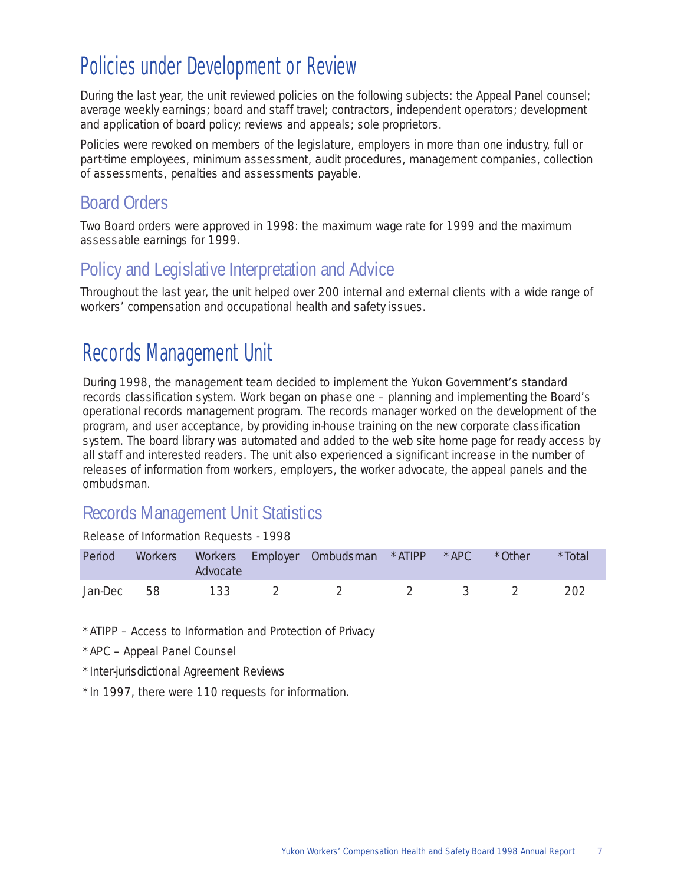# Policies under Development or Review

During the last year, the unit reviewed policies on the following subjects: the Appeal Panel counsel; average weekly earnings; board and staff travel; contractors, independent operators; development and application of board policy; reviews and appeals; sole proprietors.

Policies were revoked on members of the legislature, employers in more than one industry, full or part-time employees, minimum assessment, audit procedures, management companies, collection of assessments, penalties and assessments payable.

## Board Orders

Two Board orders were approved in 1998: the maximum wage rate for 1999 and the maximum assessable earnings for 1999.

## Policy and Legislative Interpretation and Advice

Throughout the last year, the unit helped over 200 internal and external clients with a wide range of workers' compensation and occupational health and safety issues.

# Records Management Unit

During 1998, the management team decided to implement the Yukon Government's standard records classification system. Work began on phase one – planning and implementing the Board's operational records management program. The records manager worked on the development of the program, and user acceptance, by providing in-house training on the new corporate classification system. The board library was automated and added to the web site home page for ready access by all staff and interested readers. The unit also experienced a significant increase in the number of releases of information from workers, employers, the worker advocate, the appeal panels and the ombudsman.

## Records Management Unit Statistics

Release of Information Requests - 1998

| Period | Workers | Workers Advocate | Employer | Ombudsman | *ATIPP | *APC | *Other | *Total |
|---|---|---|---|---|---|---|---|---|
| Jan-Dec | 58 | 133 | 2 | 2 | 2 | 3 | 2 | 202 |

*ATIPP – Access to Information and Protection of Privacy

*APC – Appeal Panel Counsel

*Inter-jurisdictional Agreement Reviews

*In 1997, there were 110 requests for information.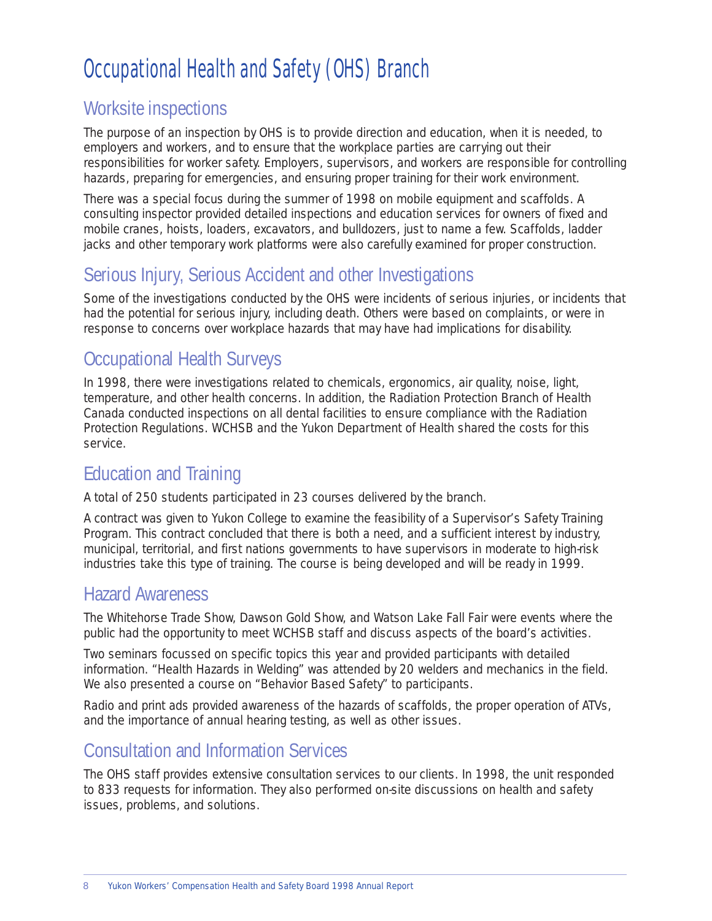# Occupational Health and Safety (OHS) Branch

## Worksite inspections

The purpose of an inspection by OHS is to provide direction and education, when it is needed, to employers and workers, and to ensure that the workplace parties are carrying out their responsibilities for worker safety. Employers, supervisors, and workers are responsible for controlling hazards, preparing for emergencies, and ensuring proper training for their work environment.

There was a special focus during the summer of 1998 on mobile equipment and scaffolds. A consulting inspector provided detailed inspections and education services for owners of fixed and mobile cranes, hoists, loaders, excavators, and bulldozers, just to name a few. Scaffolds, ladder jacks and other temporary work platforms were also carefully examined for proper construction.

## Serious Injury, Serious Accident and other Investigations

Some of the investigations conducted by the OHS were incidents of serious injuries, or incidents that had the potential for serious injury, including death. Others were based on complaints, or were in response to concerns over workplace hazards that may have had implications for disability.

## Occupational Health Surveys

In 1998, there were investigations related to chemicals, ergonomics, air quality, noise, light, temperature, and other health concerns. In addition, the Radiation Protection Branch of Health Canada conducted inspections on all dental facilities to ensure compliance with the Radiation Protection Regulations. WCHSB and the Yukon Department of Health shared the costs for this service.

## Education and Training

A total of 250 students participated in 23 courses delivered by the branch.

A contract was given to Yukon College to examine the feasibility of a Supervisor's Safety Training Program. This contract concluded that there is both a need, and a sufficient interest by industry, municipal, territorial, and first nations governments to have supervisors in moderate to high-risk industries take this type of training. The course is being developed and will be ready in 1999.

## Hazard Awareness

The Whitehorse Trade Show, Dawson Gold Show, and Watson Lake Fall Fair were events where the public had the opportunity to meet WCHSB staff and discuss aspects of the board's activities.

Two seminars focussed on specific topics this year and provided participants with detailed information. "Health Hazards in Welding" was attended by 20 welders and mechanics in the field. We also presented a course on "Behavior Based Safety" to participants.

Radio and print ads provided awareness of the hazards of scaffolds, the proper operation of ATVs, and the importance of annual hearing testing, as well as other issues.

## Consultation and Information Services

The OHS staff provides extensive consultation services to our clients. In 1998, the unit responded to 833 requests for information. They also performed on-site discussions on health and safety issues, problems, and solutions.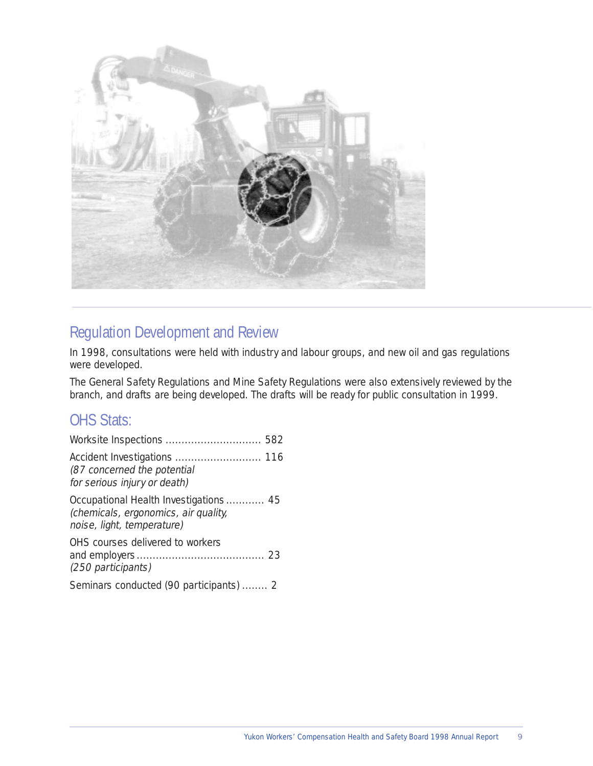## Regulation Development and Review

In 1998, consultations were held with industry and labour groups, and new oil and gas regulations were developed.

The General Safety Regulations and Mine Safety Regulations were also extensively reviewed by the branch, and drafts are being developed. The drafts will be ready for public consultation in 1999.

## OHS Stats:

Worksite Inspections .............................. 582

Accident Investigations ........................... 116
*(87 concerned the potential for serious injury or death)*

Occupational Health Investigations ............ 45
*(chemicals, ergonomics, air quality, noise, light, temperature)*

OHS courses delivered to workers and employers ....................................... 23
*(250 participants)*

Seminars conducted (90 participants) ........ 2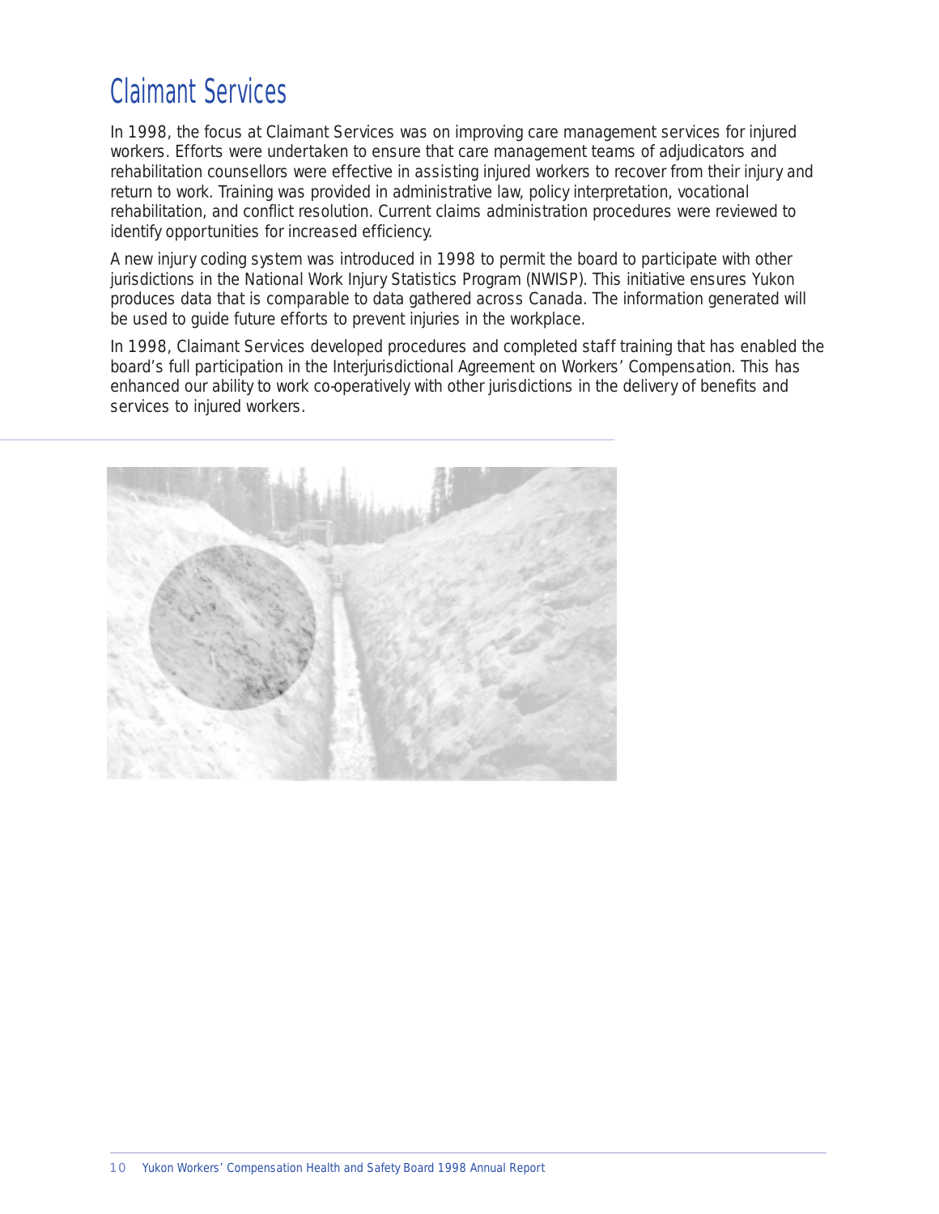# Claimant Services

In 1998, the focus at Claimant Services was on improving care management services for injured workers. Efforts were undertaken to ensure that care management teams of adjudicators and rehabilitation counsellors were effective in assisting injured workers to recover from their injury and return to work. Training was provided in administrative law, policy interpretation, vocational rehabilitation, and conflict resolution. Current claims administration procedures were reviewed to identify opportunities for increased efficiency.

A new injury coding system was introduced in 1998 to permit the board to participate with other jurisdictions in the National Work Injury Statistics Program (NWISP). This initiative ensures Yukon produces data that is comparable to data gathered across Canada. The information generated will be used to guide future efforts to prevent injuries in the workplace.

In 1998, Claimant Services developed procedures and completed staff training that has enabled the board's full participation in the Interjurisdictional Agreement on Workers' Compensation. This has enhanced our ability to work co-operatively with other jurisdictions in the delivery of benefits and services to injured workers.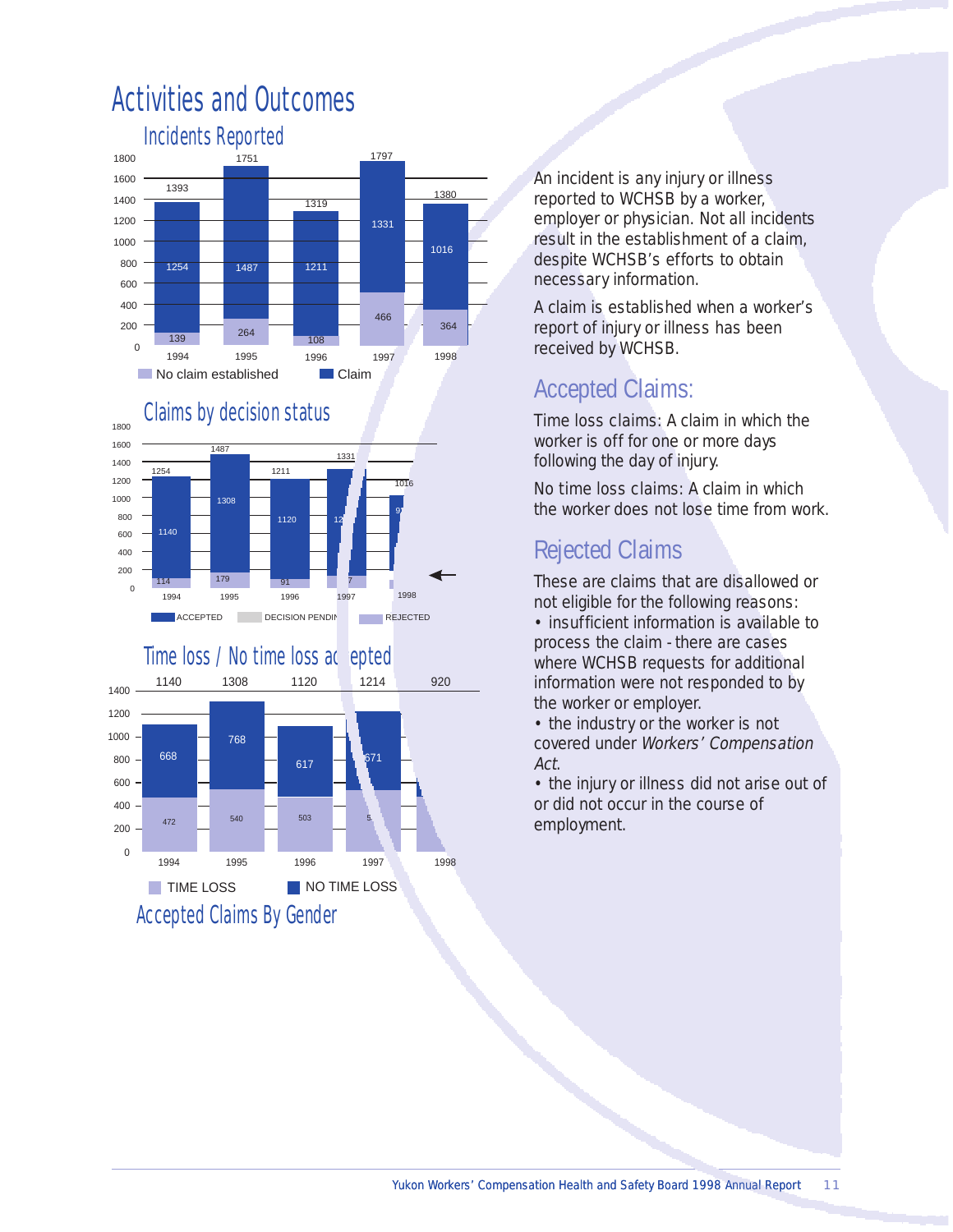# Activities and Outcomes

## Incidents Reported

| Year | No claim established | Claim | Total |
|---|---|---|---|
| 1994 | 139 | 1254 | 1393 |
| 1995 | 264 | 1487 | 1751 |
| 1996 | 108 | 1211 | 1319 |
| 1997 | 466 | 1331 | 1797 |
| 1998 | 364 | 1016 | 1380 |

## Claims by decision status

| Year | Accepted | Rejected | Total |
|---|---|---|---|
| 1994 | 1140 | 114 | 1254 |
| 1995 | 1308 | 179 | 1487 |
| 1996 | 1120 | 91 | 1211 |
| 1997 | 12 | 7 | 1331 |
| 1998 | 9 | | 1016 |

ACCEPTED | DECISION PENDIN | REJECTED

## Time loss / No time loss ac epted

| Year | Time loss | No time loss | Total |
|---|---|---|---|
| 1994 | 472 | 668 | 1140 |
| 1995 | 540 | 768 | 1308 |
| 1996 | 503 | 617 | 1120 |
| 1997 | 5 | 671 | 1214 |
| 1998 | | | 920 |

## Accepted Claims By Gender

An incident is any injury or illness reported to WCHSB by a worker, employer or physician. Not all incidents result in the establishment of a claim, despite WCHSB's efforts to obtain necessary information.

A claim is established when a worker's report of injury or illness has been received by WCHSB.

## Accepted Claims:

Time loss claims: A claim in which the worker is off for one or more days following the day of injury.

No time loss claims: A claim in which the worker does not lose time from work.

## Rejected Claims

These are claims that are disallowed or not eligible for the following reasons:

- insufficient information is available to process the claim - there are cases where WCHSB requests for additional information were not responded to by the worker or employer.
- the industry or the worker is not covered under *Workers' Compensation Act*.
- the injury or illness did not arise out of or did not occur in the course of employment.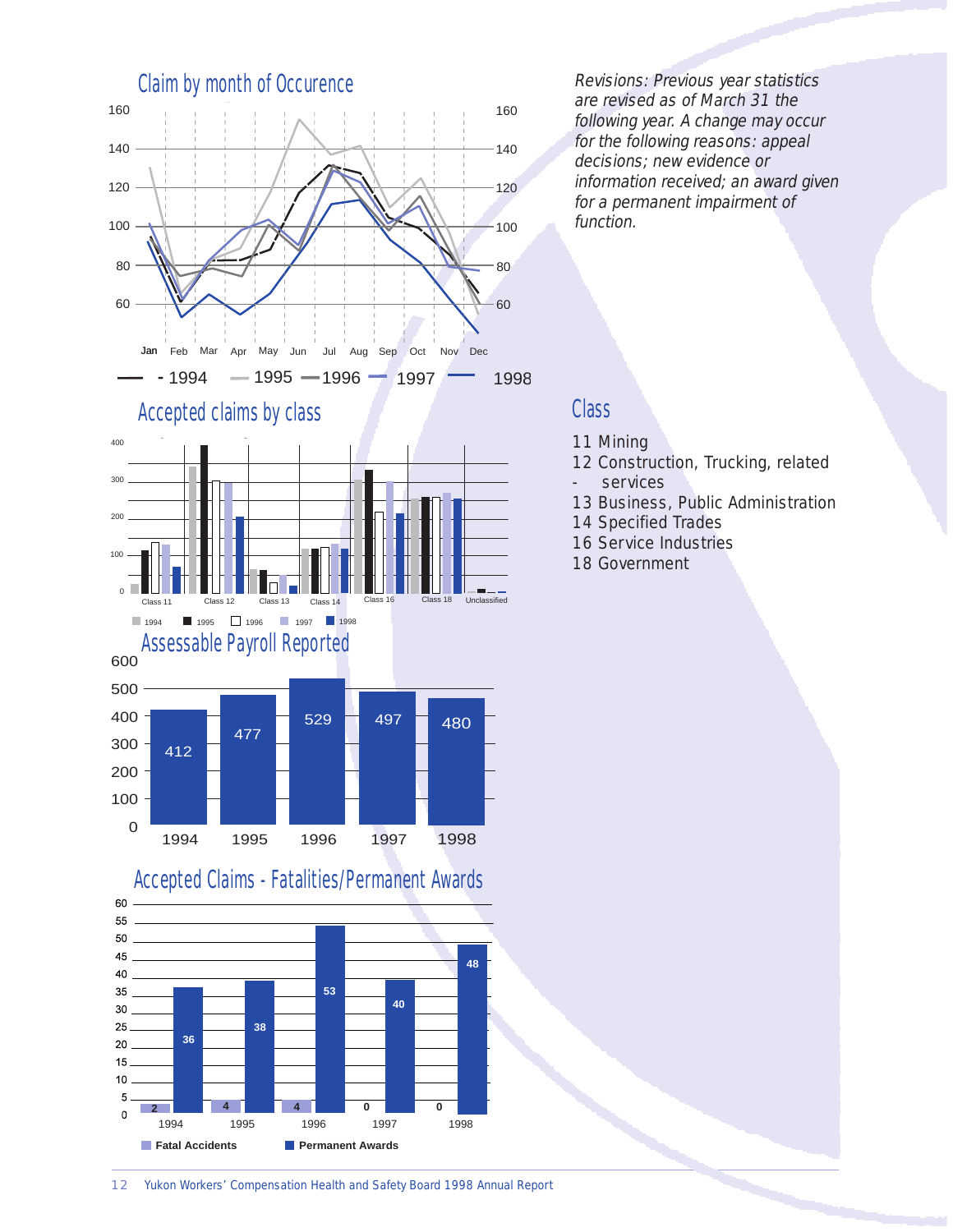## Claim by month of Occurence

*Revisions: Previous year statistics are revised as of March 31 the following year. A change may occur for the following reasons: appeal decisions; new evidence or information received; an award given for a permanent impairment of function.*

## Accepted claims by class

## Class

11 Mining
12 Construction, Trucking, related services
13 Business, Public Administration
14 Specified Trades
16 Service Industries
18 Government

## Assessable Payroll Reported

| 1994 | 1995 | 1996 | 1997 | 1998 |
|---|---|---|---|---|
| 412 | 477 | 529 | 497 | 480 |

## Accepted Claims - Fatalities/Permanent Awards

| | 1994 | 1995 | 1996 | 1997 | 1998 |
|---|---|---|---|---|---|
| Fatal Accidents | 2 | 4 | 4 | 0 | 0 |
| Permanent Awards | 36 | 38 | 53 | 40 | 48 |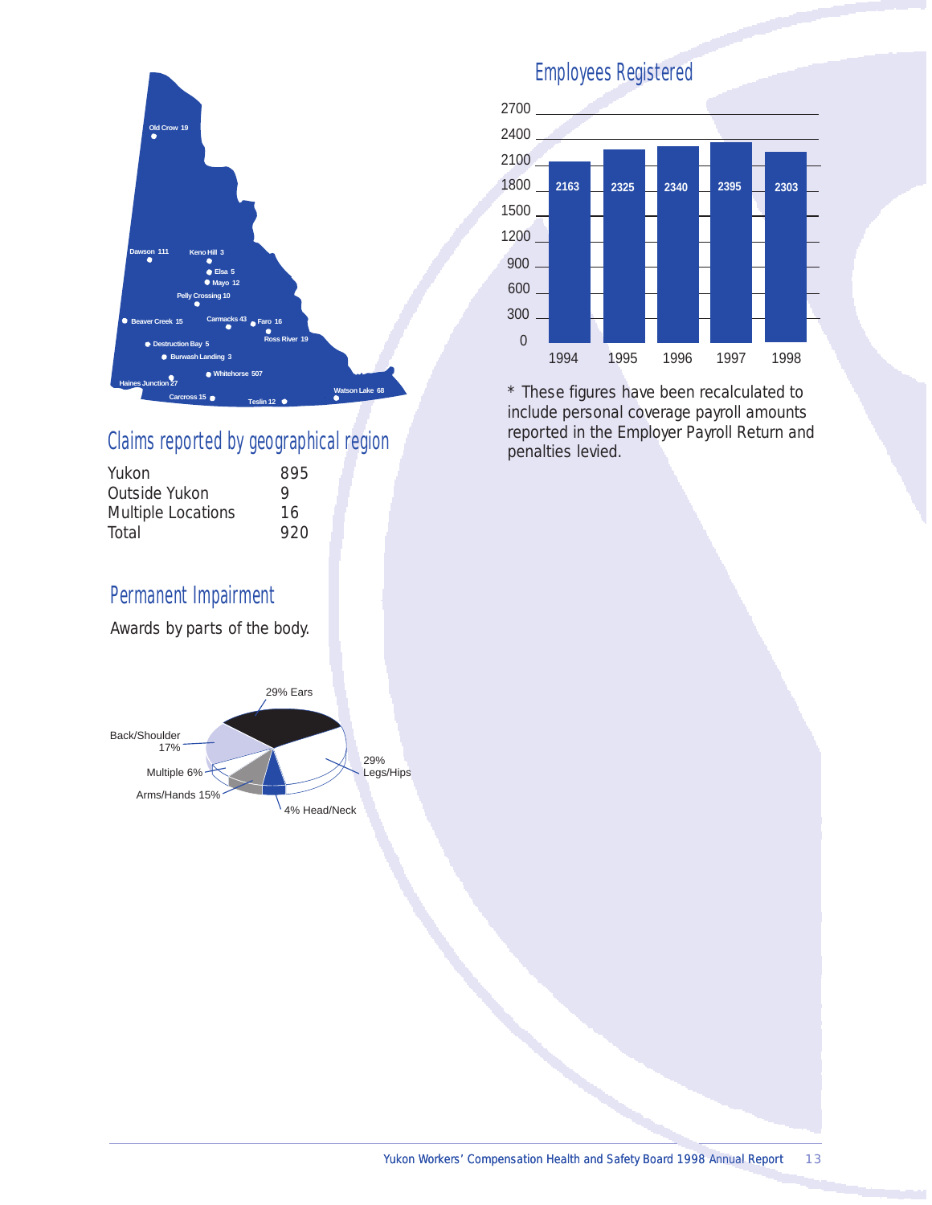Old Crow 19
Dawson 111
Keno Hill 3
Elsa 5
Mayo 12
Pelly Crossing 10
Beaver Creek 15
Carmacks 43
Faro 16
Ross River 19
Destruction Bay 5
Burwash Landing 3
Whitehorse 507
Haines Junction 27
Carcross 15
Teslin 12
Watson Lake 68

## Claims reported by geographical region

| | |
|---|---|
| Yukon | 895 |
| Outside Yukon | 9 |
| Multiple Locations | 16 |
| Total | 920 |

## Permanent Impairment

Awards by parts of the body.

| Part of the body | % |
|---|---|
| Ears | 29% |
| Legs/Hips | 29% |
| Head/Neck | 4% |
| Arms/Hands | 15% |
| Multiple | 6% |
| Back/Shoulder | 17% |

## Employees Registered

| Year | Employees |
|---|---|
| 1994 | 2163 |
| 1995 | 2325 |
| 1996 | 2340 |
| 1997 | 2395 |
| 1998 | 2303 |

* These figures have been recalculated to include personal coverage payroll amounts reported in the Employer Payroll Return and penalties levied.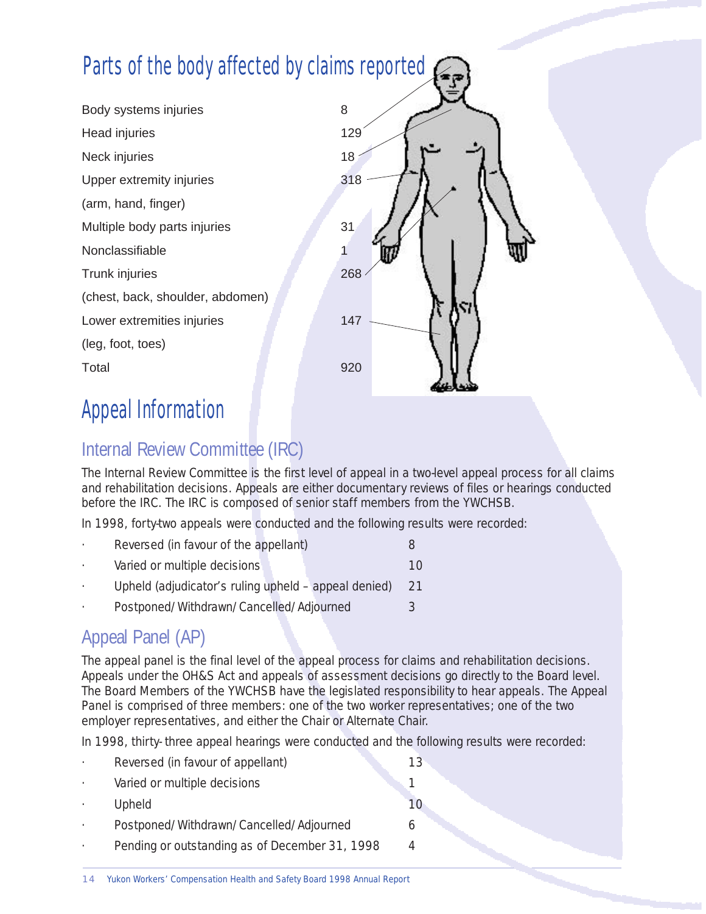## Parts of the body affected by claims reported

| | |
|---|---|
| Body systems injuries | 8 |
| Head injuries | 129 |
| Neck injuries | 18 |
| Upper extremity injuries (arm, hand, finger) | 318 |
| Multiple body parts injuries | 31 |
| Nonclassifiable | 1 |
| Trunk injuries (chest, back, shoulder, abdomen) | 268 |
| Lower extremities injuries (leg, foot, toes) | 147 |
| Total | 920 |

# Appeal Information

## Internal Review Committee (IRC)

The Internal Review Committee is the first level of appeal in a two-level appeal process for all claims and rehabilitation decisions. Appeals are either documentary reviews of files or hearings conducted before the IRC. The IRC is composed of senior staff members from the YWCHSB.

In 1998, forty-two appeals were conducted and the following results were recorded:

| | |
|---|---|
| Reversed (in favour of the appellant) | 8 |
| Varied or multiple decisions | 10 |
| Upheld (adjudicator's ruling upheld – appeal denied) | 21 |
| Postponed/Withdrawn/Cancelled/Adjourned | 3 |

## Appeal Panel (AP)

The appeal panel is the final level of the appeal process for claims and rehabilitation decisions. Appeals under the OH&S Act and appeals of assessment decisions go directly to the Board level. The Board Members of the YWCHSB have the legislated responsibility to hear appeals. The Appeal Panel is comprised of three members: one of the two worker representatives; one of the two employer representatives, and either the Chair or Alternate Chair.

In 1998, thirty-three appeal hearings were conducted and the following results were recorded:

| | |
|---|---|
| Reversed (in favour of appellant) | 13 |
| Varied or multiple decisions | 1 |
| Upheld | 10 |
| Postponed/Withdrawn/Cancelled/Adjourned | 6 |
| Pending or outstanding as of December 31, 1998 | 4 |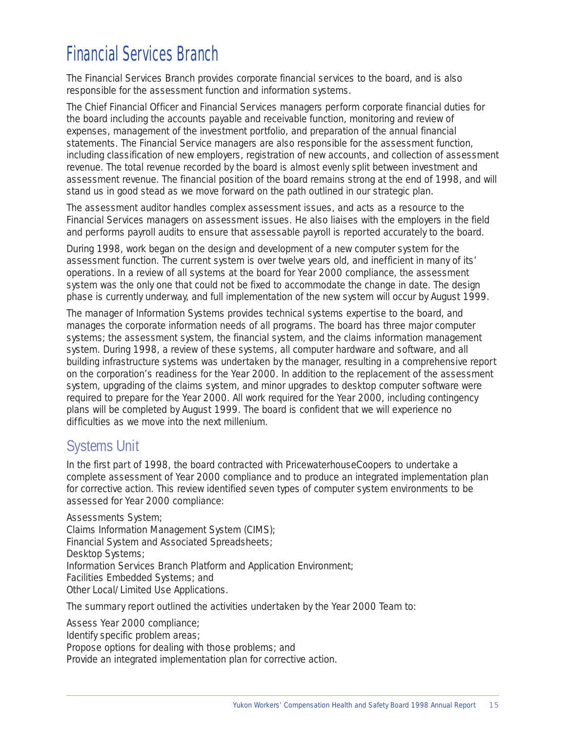# Financial Services Branch

The Financial Services Branch provides corporate financial services to the board, and is also responsible for the assessment function and information systems.

The Chief Financial Officer and Financial Services managers perform corporate financial duties for the board including the accounts payable and receivable function, monitoring and review of expenses, management of the investment portfolio, and preparation of the annual financial statements. The Financial Service managers are also responsible for the assessment function, including classification of new employers, registration of new accounts, and collection of assessment revenue. The total revenue recorded by the board is almost evenly split between investment and assessment revenue. The financial position of the board remains strong at the end of 1998, and will stand us in good stead as we move forward on the path outlined in our strategic plan.

The assessment auditor handles complex assessment issues, and acts as a resource to the Financial Services managers on assessment issues. He also liaises with the employers in the field and performs payroll audits to ensure that assessable payroll is reported accurately to the board.

During 1998, work began on the design and development of a new computer system for the assessment function. The current system is over twelve years old, and inefficient in many of its' operations. In a review of all systems at the board for Year 2000 compliance, the assessment system was the only one that could not be fixed to accommodate the change in date. The design phase is currently underway, and full implementation of the new system will occur by August 1999.

The manager of Information Systems provides technical systems expertise to the board, and manages the corporate information needs of all programs. The board has three major computer systems; the assessment system, the financial system, and the claims information management system. During 1998, a review of these systems, all computer hardware and software, and all building infrastructure systems was undertaken by the manager, resulting in a comprehensive report on the corporation's readiness for the Year 2000. In addition to the replacement of the assessment system, upgrading of the claims system, and minor upgrades to desktop computer software were required to prepare for the Year 2000. All work required for the Year 2000, including contingency plans will be completed by August 1999. The board is confident that we will experience no difficulties as we move into the next millenium.

## Systems Unit

In the first part of 1998, the board contracted with PricewaterhouseCoopers to undertake a complete assessment of Year 2000 compliance and to produce an integrated implementation plan for corrective action. This review identified seven types of computer system environments to be assessed for Year 2000 compliance:

Assessments System;
Claims Information Management System (CIMS);
Financial System and Associated Spreadsheets;
Desktop Systems;
Information Services Branch Platform and Application Environment;
Facilities Embedded Systems; and
Other Local/Limited Use Applications.

The summary report outlined the activities undertaken by the Year 2000 Team to:

Assess Year 2000 compliance;
Identify specific problem areas;
Propose options for dealing with those problems; and
Provide an integrated implementation plan for corrective action.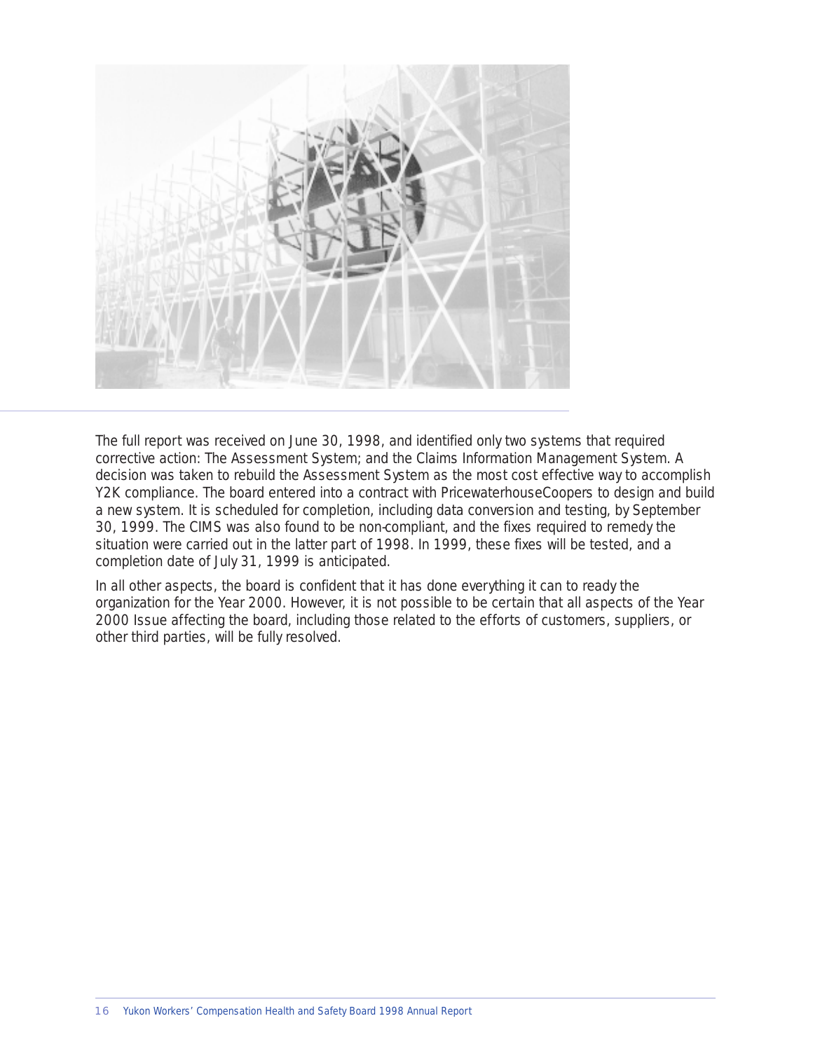The full report was received on June 30, 1998, and identified only two systems that required corrective action: The Assessment System; and the Claims Information Management System. A decision was taken to rebuild the Assessment System as the most cost effective way to accomplish Y2K compliance. The board entered into a contract with PricewaterhouseCoopers to design and build a new system. It is scheduled for completion, including data conversion and testing, by September 30, 1999. The CIMS was also found to be non-compliant, and the fixes required to remedy the situation were carried out in the latter part of 1998. In 1999, these fixes will be tested, and a completion date of July 31, 1999 is anticipated.

In all other aspects, the board is confident that it has done everything it can to ready the organization for the Year 2000. However, it is not possible to be certain that all aspects of the Year 2000 Issue affecting the board, including those related to the efforts of customers, suppliers, or other third parties, will be fully resolved.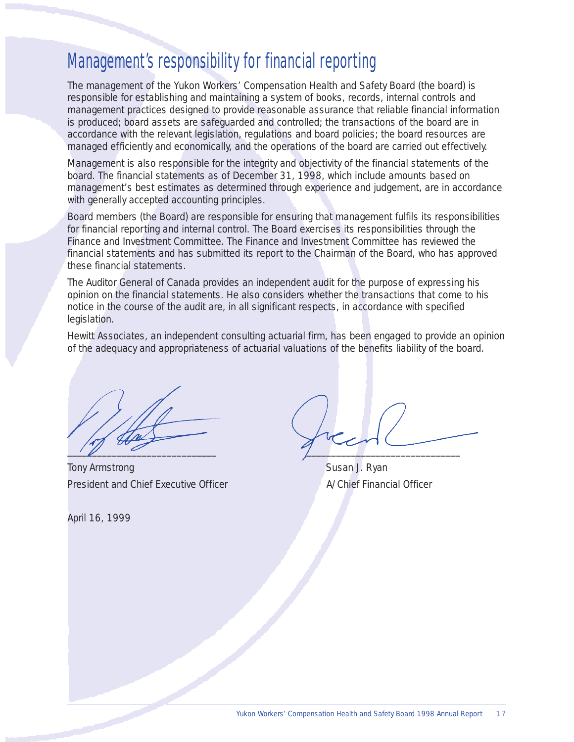# Management's responsibility for financial reporting

The management of the Yukon Workers' Compensation Health and Safety Board (the board) is responsible for establishing and maintaining a system of books, records, internal controls and management practices designed to provide reasonable assurance that reliable financial information is produced; board assets are safeguarded and controlled; the transactions of the board are in accordance with the relevant legislation, regulations and board policies; the board resources are managed efficiently and economically, and the operations of the board are carried out effectively.

Management is also responsible for the integrity and objectivity of the financial statements of the board. The financial statements as of December 31, 1998, which include amounts based on management's best estimates as determined through experience and judgement, are in accordance with generally accepted accounting principles.

Board members (the Board) are responsible for ensuring that management fulfils its responsibilities for financial reporting and internal control. The Board exercises its responsibilities through the Finance and Investment Committee. The Finance and Investment Committee has reviewed the financial statements and has submitted its report to the Chairman of the Board, who has approved these financial statements.

The Auditor General of Canada provides an independent audit for the purpose of expressing his opinion on the financial statements. He also considers whether the transactions that come to his notice in the course of the audit are, in all significant respects, in accordance with specified legislation.

Hewitt Associates, an independent consulting actuarial firm, has been engaged to provide an opinion of the adequacy and appropriateness of actuarial valuations of the benefits liability of the board.

Tony Armstrong
President and Chief Executive Officer

Susan J. Ryan
A/Chief Financial Officer

April 16, 1999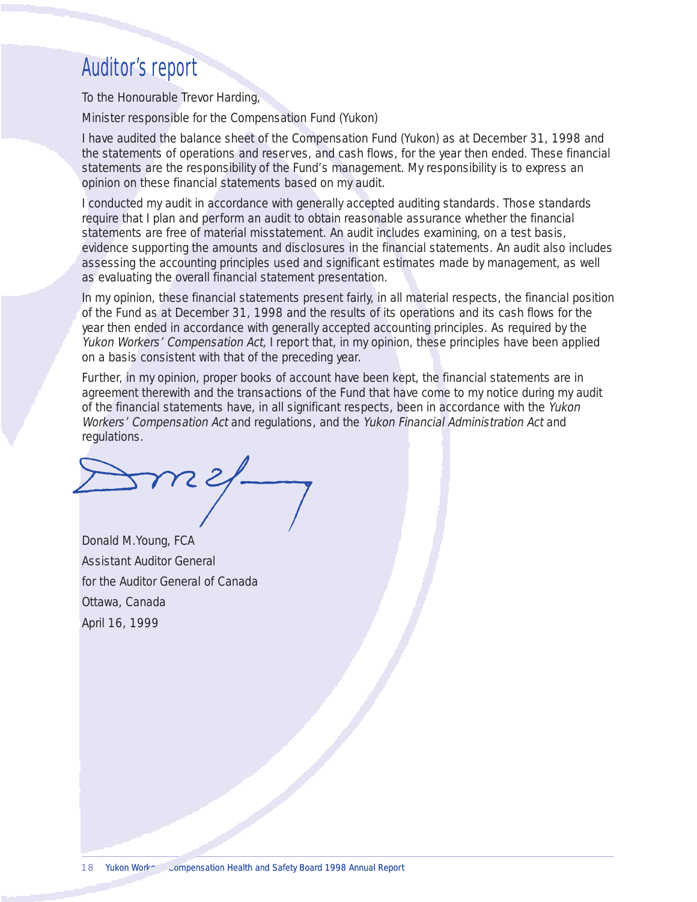# Auditor's report

To the Honourable Trevor Harding,

Minister responsible for the Compensation Fund (Yukon)

I have audited the balance sheet of the Compensation Fund (Yukon) as at December 31, 1998 and the statements of operations and reserves, and cash flows, for the year then ended. These financial statements are the responsibility of the Fund's management. My responsibility is to express an opinion on these financial statements based on my audit.

I conducted my audit in accordance with generally accepted auditing standards. Those standards require that I plan and perform an audit to obtain reasonable assurance whether the financial statements are free of material misstatement. An audit includes examining, on a test basis, evidence supporting the amounts and disclosures in the financial statements. An audit also includes assessing the accounting principles used and significant estimates made by management, as well as evaluating the overall financial statement presentation.

In my opinion, these financial statements present fairly, in all material respects, the financial position of the Fund as at December 31, 1998 and the results of its operations and its cash flows for the year then ended in accordance with generally accepted accounting principles. As required by the *Yukon Workers' Compensation Act,* I report that, in my opinion, these principles have been applied on a basis consistent with that of the preceding year.

Further, in my opinion, proper books of account have been kept, the financial statements are in agreement therewith and the transactions of the Fund that have come to my notice during my audit of the financial statements have, in all significant respects, been in accordance with the *Yukon Workers' Compensation Act* and regulations, and the *Yukon Financial Administration Act* and regulations.

Donald M.Young, FCA
Assistant Auditor General
for the Auditor General of Canada
Ottawa, Canada
April 16, 1999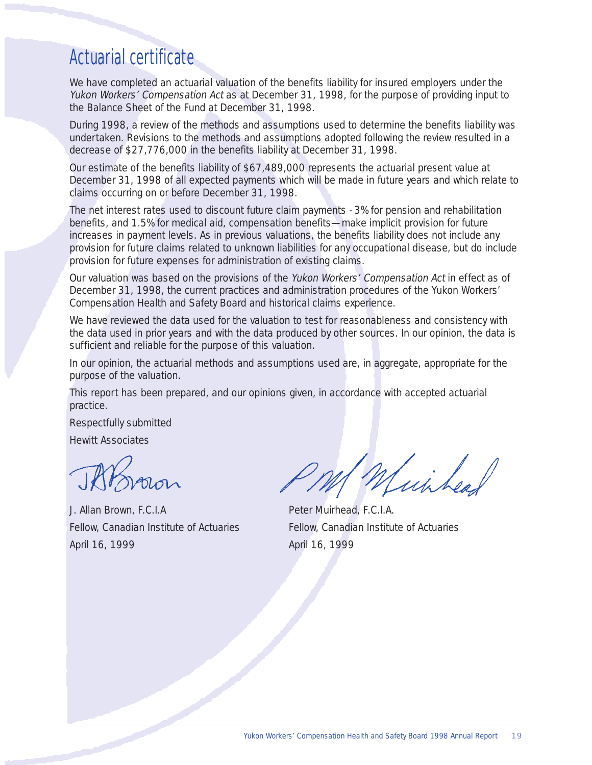# Actuarial certificate

We have completed an actuarial valuation of the benefits liability for insured employers under the *Yukon Workers' Compensation Act* as at December 31, 1998, for the purpose of providing input to the Balance Sheet of the Fund at December 31, 1998.

During 1998, a review of the methods and assumptions used to determine the benefits liability was undertaken. Revisions to the methods and assumptions adopted following the review resulted in a decrease of $27,776,000 in the benefits liability at December 31, 1998.

Our estimate of the benefits liability of $67,489,000 represents the actuarial present value at December 31, 1998 of all expected payments which will be made in future years and which relate to claims occurring on or before December 31, 1998.

The net interest rates used to discount future claim payments - 3% for pension and rehabilitation benefits, and 1.5% for medical aid, compensation benefits—make implicit provision for future increases in payment levels. As in previous valuations, the benefits liability does not include any provision for future claims related to unknown liabilities for any occupational disease, but do include provision for future expenses for administration of existing claims.

Our valuation was based on the provisions of the *Yukon Workers' Compensation Act* in effect as of December 31, 1998, the current practices and administration procedures of the Yukon Workers' Compensation Health and Safety Board and historical claims experience.

We have reviewed the data used for the valuation to test for reasonableness and consistency with the data used in prior years and with the data produced by other sources. In our opinion, the data is sufficient and reliable for the purpose of this valuation.

In our opinion, the actuarial methods and assumptions used are, in aggregate, appropriate for the purpose of the valuation.

This report has been prepared, and our opinions given, in accordance with accepted actuarial practice.

Respectfully submitted

Hewitt Associates

J. Allan Brown, F.C.I.A
Fellow, Canadian Institute of Actuaries
April 16, 1999

Peter Muirhead, F.C.I.A.
Fellow, Canadian Institute of Actuaries
April 16, 1999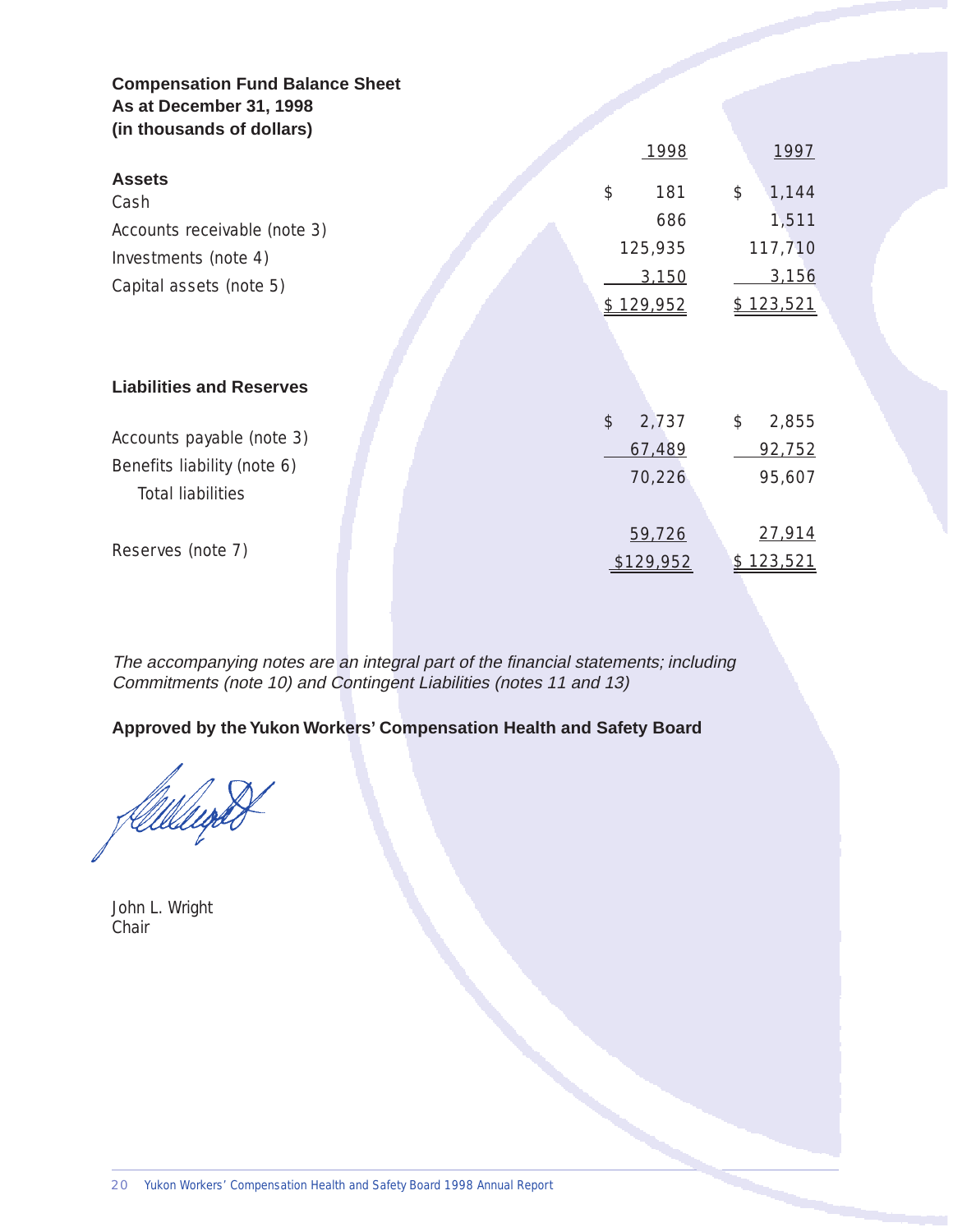**Compensation Fund Balance Sheet**
**As at December 31, 1998**
**(in thousands of dollars)**

| | 1998 | 1997 |
|---|---|---|
| **Assets** | | |
| Cash | $ 181 | $ 1,144 |
| Accounts receivable (note 3) | 686 | 1,511 |
| Investments (note 4) | 125,935 | 117,710 |
| Capital assets (note 5) | 3,150 | 3,156 |
| | $ 129,952 | $ 123,521 |
| **Liabilities and Reserves** | | |
| Accounts payable (note 3) | $ 2,737 | $ 2,855 |
| Benefits liability (note 6) | 67,489 | 92,752 |
| Total liabilities | 70,226 | 95,607 |
| Reserves (note 7) | 59,726 | 27,914 |
| | $129,952 | $ 123,521 |

*The accompanying notes are an integral part of the financial statements; including Commitments (note 10) and Contingent Liabilities (notes 11 and 13)*

**Approved by the Yukon Workers' Compensation Health and Safety Board**

John L. Wright
Chair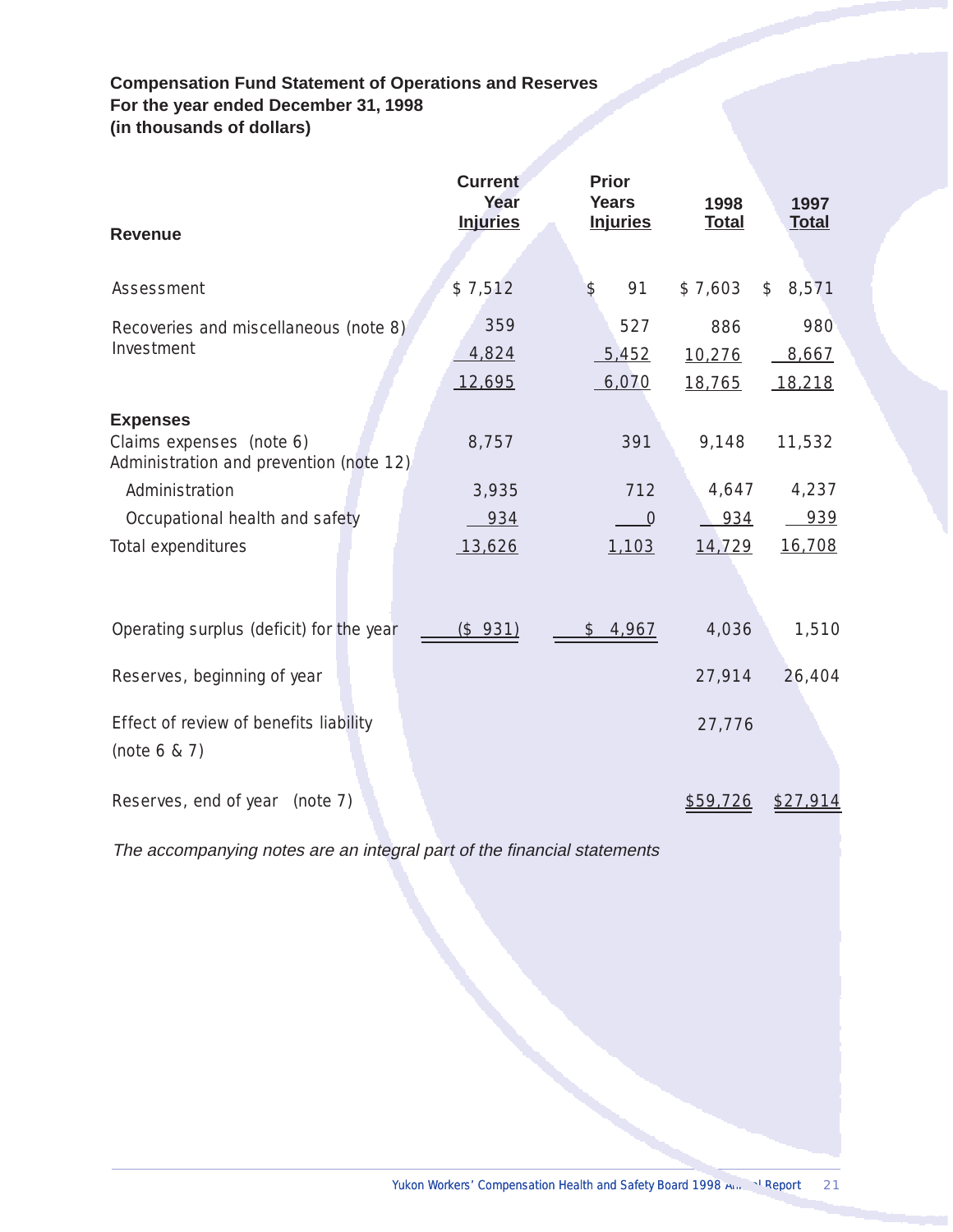### Compensation Fund Statement of Operations and Reserves
### For the year ended December 31, 1998
### (in thousands of dollars)

| Revenue | Current Year Injuries | Prior Years Injuries | 1998 Total | 1997 Total |
|---|---|---|---|---|
| Assessment | $ 7,512 | $ 91 | $ 7,603 | $ 8,571 |
| Recoveries and miscellaneous (note 8) | 359 | 527 | 886 | 980 |
| Investment | 4,824 | 5,452 | 10,276 | 8,667 |
| | 12,695 | 6,070 | 18,765 | 18,218 |
| **Expenses** | | | | |
| Claims expenses (note 6) | 8,757 | 391 | 9,148 | 11,532 |
| Administration and prevention (note 12) | | | | |
| Administration | 3,935 | 712 | 4,647 | 4,237 |
| Occupational health and safety | 934 | 0 | 934 | 939 |
| Total expenditures | 13,626 | 1,103 | 14,729 | 16,708 |
| Operating surplus (deficit) for the year | ($ 931) | $ 4,967 | 4,036 | 1,510 |
| Reserves, beginning of year | | | 27,914 | 26,404 |
| Effect of review of benefits liability (note 6 & 7) | | | 27,776 | |
| Reserves, end of year (note 7) | | | $59,726 | $27,914 |

*The accompanying notes are an integral part of the financial statements*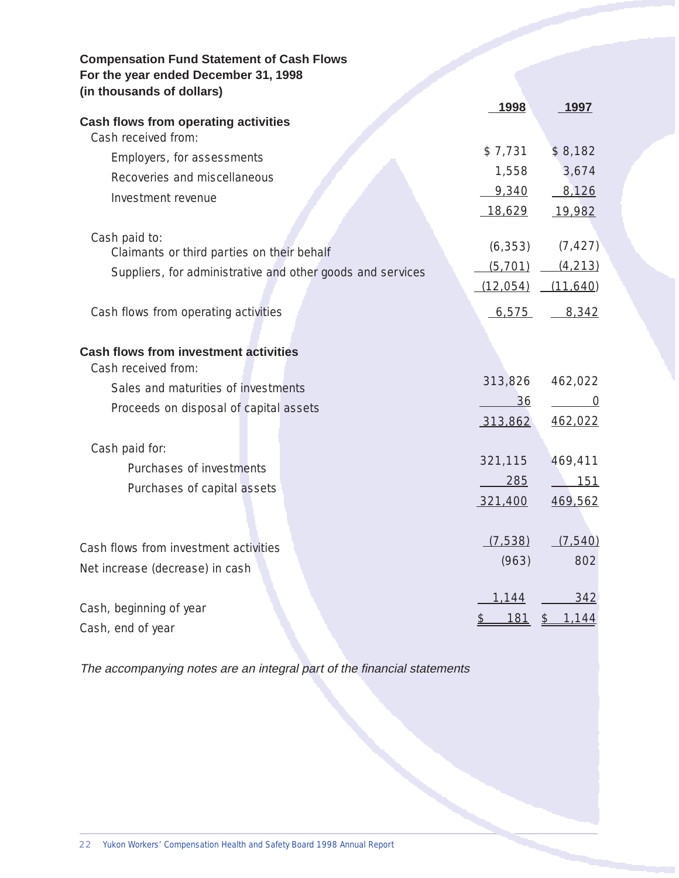**Compensation Fund Statement of Cash Flows**
**For the year ended December 31, 1998**
**(in thousands of dollars)**

| | 1998 | 1997 |
|---|---|---|
| **Cash flows from operating activities** | | |
| Cash received from: | | |
| Employers, for assessments | $ 7,731 | $ 8,182 |
| Recoveries and miscellaneous | 1,558 | 3,674 |
| Investment revenue | 9,340 | 8,126 |
| | 18,629 | 19,982 |
| Cash paid to: | | |
| Claimants or third parties on their behalf | (6,353) | (7,427) |
| Suppliers, for administrative and other goods and services | (5,701) | (4,213) |
| | (12,054) | (11,640) |
| Cash flows from operating activities | 6,575 | 8,342 |
| **Cash flows from investment activities** | | |
| Cash received from: | | |
| Sales and maturities of investments | 313,826 | 462,022 |
| Proceeds on disposal of capital assets | 36 | 0 |
| | 313,862 | 462,022 |
| Cash paid for: | | |
| Purchases of investments | 321,115 | 469,411 |
| Purchases of capital assets | 285 | 151 |
| | 321,400 | 469,562 |
| Cash flows from investment activities | (7,538) | (7,540) |
| Net increase (decrease) in cash | (963) | 802 |
| Cash, beginning of year | 1,144 | 342 |
| Cash, end of year | $ 181 | $ 1,144 |

*The accompanying notes are an integral part of the financial statements*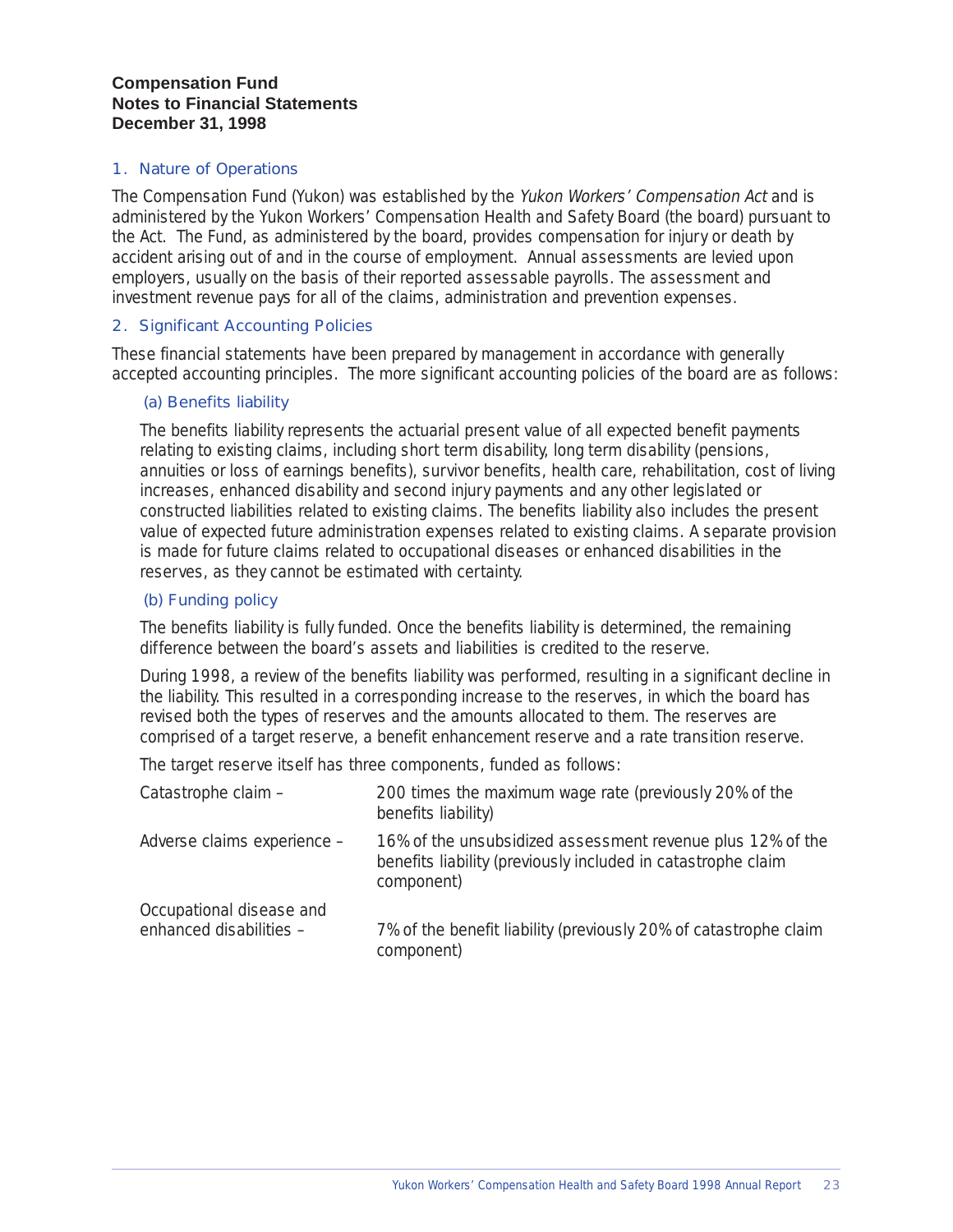**Compensation Fund**
**Notes to Financial Statements**
**December 31, 1998**

## 1. Nature of Operations

The Compensation Fund (Yukon) was established by the *Yukon Workers' Compensation Act* and is administered by the Yukon Workers' Compensation Health and Safety Board (the board) pursuant to the Act. The Fund, as administered by the board, provides compensation for injury or death by accident arising out of and in the course of employment. Annual assessments are levied upon employers, usually on the basis of their reported assessable payrolls. The assessment and investment revenue pays for all of the claims, administration and prevention expenses.

## 2. Significant Accounting Policies

These financial statements have been prepared by management in accordance with generally accepted accounting principles. The more significant accounting policies of the board are as follows:

### (a) Benefits liability

The benefits liability represents the actuarial present value of all expected benefit payments relating to existing claims, including short term disability, long term disability (pensions, annuities or loss of earnings benefits), survivor benefits, health care, rehabilitation, cost of living increases, enhanced disability and second injury payments and any other legislated or constructed liabilities related to existing claims. The benefits liability also includes the present value of expected future administration expenses related to existing claims. A separate provision is made for future claims related to occupational diseases or enhanced disabilities in the reserves, as they cannot be estimated with certainty.

### (b) Funding policy

The benefits liability is fully funded. Once the benefits liability is determined, the remaining difference between the board's assets and liabilities is credited to the reserve.

During 1998, a review of the benefits liability was performed, resulting in a significant decline in the liability. This resulted in a corresponding increase to the reserves, in which the board has revised both the types of reserves and the amounts allocated to them. The reserves are comprised of a target reserve, a benefit enhancement reserve and a rate transition reserve.

The target reserve itself has three components, funded as follows:

| | |
|---|---|
| Catastrophe claim – | 200 times the maximum wage rate (previously 20% of the benefits liability) |
| Adverse claims experience – | 16% of the unsubsidized assessment revenue plus 12% of the benefits liability (previously included in catastrophe claim component) |
| Occupational disease and enhanced disabilities – | 7% of the benefit liability (previously 20% of catastrophe claim component) |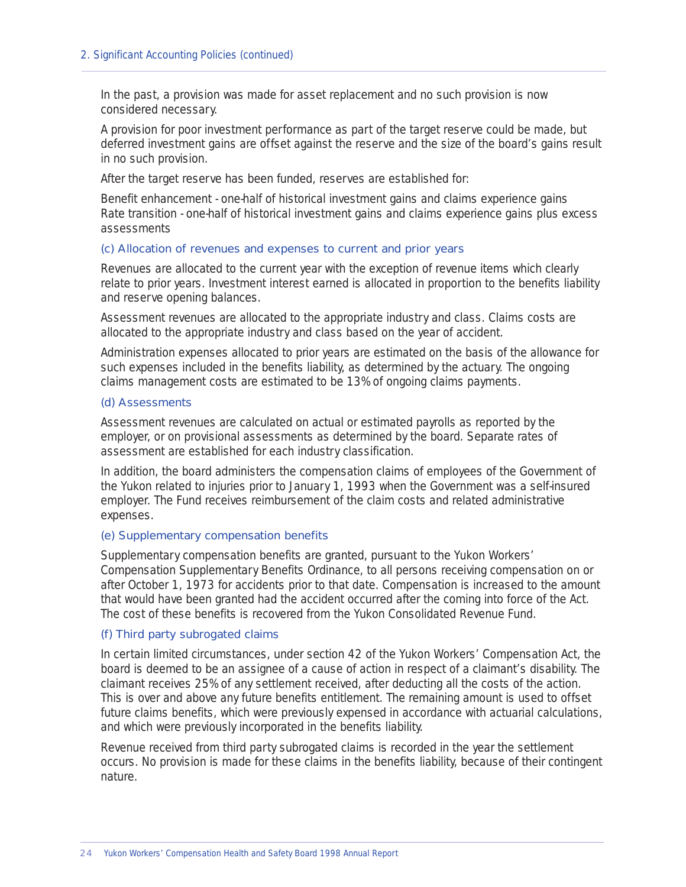## 2. Significant Accounting Policies (continued)

In the past, a provision was made for asset replacement and no such provision is now considered necessary.

A provision for poor investment performance as part of the target reserve could be made, but deferred investment gains are offset against the reserve and the size of the board's gains result in no such provision.

After the target reserve has been funded, reserves are established for:

Benefit enhancement - one-half of historical investment gains and claims experience gains
Rate transition - one-half of historical investment gains and claims experience gains plus excess assessments

### (c) Allocation of revenues and expenses to current and prior years

Revenues are allocated to the current year with the exception of revenue items which clearly relate to prior years. Investment interest earned is allocated in proportion to the benefits liability and reserve opening balances.

Assessment revenues are allocated to the appropriate industry and class. Claims costs are allocated to the appropriate industry and class based on the year of accident.

Administration expenses allocated to prior years are estimated on the basis of the allowance for such expenses included in the benefits liability, as determined by the actuary. The ongoing claims management costs are estimated to be 13% of ongoing claims payments.

### (d) Assessments

Assessment revenues are calculated on actual or estimated payrolls as reported by the employer, or on provisional assessments as determined by the board. Separate rates of assessment are established for each industry classification.

In addition, the board administers the compensation claims of employees of the Government of the Yukon related to injuries prior to January 1, 1993 when the Government was a self-insured employer. The Fund receives reimbursement of the claim costs and related administrative expenses.

### (e) Supplementary compensation benefits

Supplementary compensation benefits are granted, pursuant to the Yukon Workers' Compensation Supplementary Benefits Ordinance, to all persons receiving compensation on or after October 1, 1973 for accidents prior to that date. Compensation is increased to the amount that would have been granted had the accident occurred after the coming into force of the Act. The cost of these benefits is recovered from the Yukon Consolidated Revenue Fund.

### (f) Third party subrogated claims

In certain limited circumstances, under section 42 of the Yukon Workers' Compensation Act, the board is deemed to be an assignee of a cause of action in respect of a claimant's disability. The claimant receives 25% of any settlement received, after deducting all the costs of the action. This is over and above any future benefits entitlement. The remaining amount is used to offset future claims benefits, which were previously expensed in accordance with actuarial calculations, and which were previously incorporated in the benefits liability.

Revenue received from third party subrogated claims is recorded in the year the settlement occurs. No provision is made for these claims in the benefits liability, because of their contingent nature.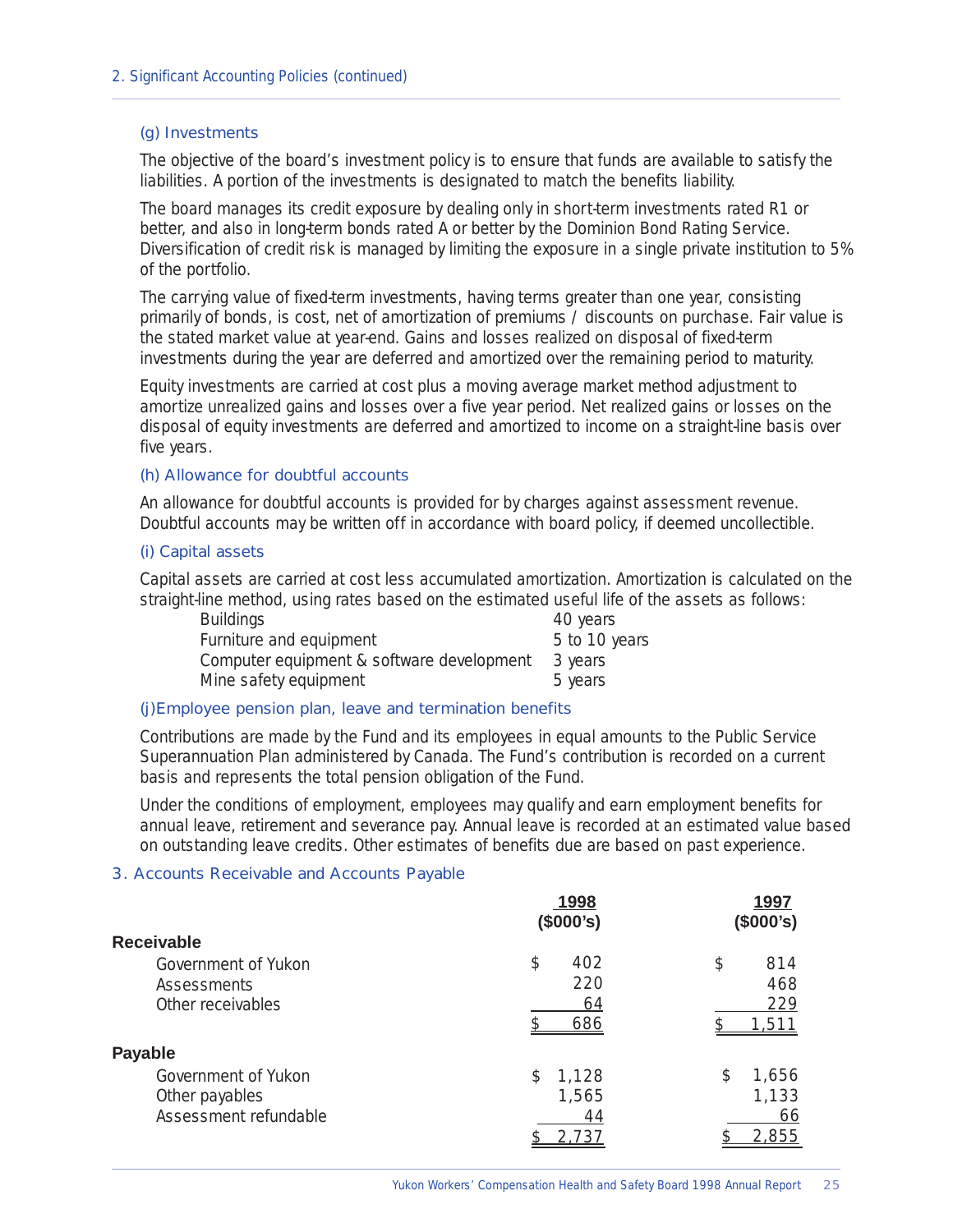2. Significant Accounting Policies (continued)

### (g) Investments

The objective of the board's investment policy is to ensure that funds are available to satisfy the liabilities. A portion of the investments is designated to match the benefits liability.

The board manages its credit exposure by dealing only in short-term investments rated R1 or better, and also in long-term bonds rated A or better by the Dominion Bond Rating Service. Diversification of credit risk is managed by limiting the exposure in a single private institution to 5% of the portfolio.

The carrying value of fixed-term investments, having terms greater than one year, consisting primarily of bonds, is cost, net of amortization of premiums / discounts on purchase. Fair value is the stated market value at year-end. Gains and losses realized on disposal of fixed-term investments during the year are deferred and amortized over the remaining period to maturity.

Equity investments are carried at cost plus a moving average market method adjustment to amortize unrealized gains and losses over a five year period. Net realized gains or losses on the disposal of equity investments are deferred and amortized to income on a straight-line basis over five years.

### (h) Allowance for doubtful accounts

An allowance for doubtful accounts is provided for by charges against assessment revenue. Doubtful accounts may be written off in accordance with board policy, if deemed uncollectible.

### (i) Capital assets

Capital assets are carried at cost less accumulated amortization. Amortization is calculated on the straight-line method, using rates based on the estimated useful life of the assets as follows:

| | |
|---|---|
| Buildings | 40 years |
| Furniture and equipment | 5 to 10 years |
| Computer equipment & software development | 3 years |
| Mine safety equipment | 5 years |

### (j)Employee pension plan, leave and termination benefits

Contributions are made by the Fund and its employees in equal amounts to the Public Service Superannuation Plan administered by Canada. The Fund's contribution is recorded on a current basis and represents the total pension obligation of the Fund.

Under the conditions of employment, employees may qualify and earn employment benefits for annual leave, retirement and severance pay. Annual leave is recorded at an estimated value based on outstanding leave credits. Other estimates of benefits due are based on past experience.

## 3. Accounts Receivable and Accounts Payable

| | 1998 ($000's) | 1997 ($000's) |
|---|---|---|
| **Receivable** | | |
| Government of Yukon | $ 402 | $ 814 |
| Assessments | 220 | 468 |
| Other receivables | 64 | 229 |
| | $ 686 | $ 1,511 |
| **Payable** | | |
| Government of Yukon | $ 1,128 | $ 1,656 |
| Other payables | 1,565 | 1,133 |
| Assessment refundable | 44 | 66 |
| | $ 2,737 | $ 2,855 |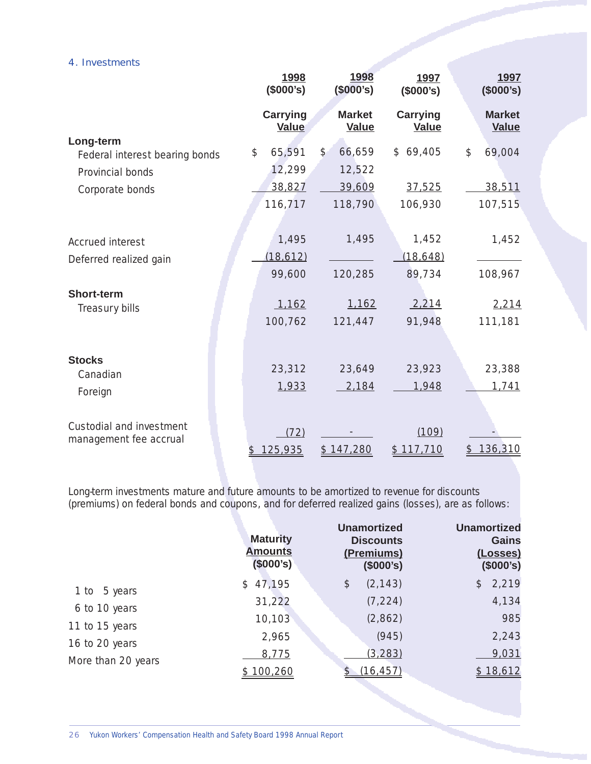## 4. Investments

| | 1998 ($000's) Carrying Value | 1998 ($000's) Market Value | 1997 ($000's) Carrying Value | 1997 ($000's) Market Value |
|---|---|---|---|---|
| **Long-term** | | | | |
| Federal interest bearing bonds | $ 65,591 | $ 66,659 | $ 69,405 | $ 69,004 |
| Provincial bonds | 12,299 | 12,522 | | |
| Corporate bonds | 38,827 | 39,609 | 37,525 | 38,511 |
| | 116,717 | 118,790 | 106,930 | 107,515 |
| Accrued interest | 1,495 | 1,495 | 1,452 | 1,452 |
| Deferred realized gain | (18,612) | | (18,648) | |
| | 99,600 | 120,285 | 89,734 | 108,967 |
| **Short-term** | | | | |
| Treasury bills | 1,162 | 1,162 | 2,214 | 2,214 |
| | 100,762 | 121,447 | 91,948 | 111,181 |
| **Stocks** | | | | |
| Canadian | 23,312 | 23,649 | 23,923 | 23,388 |
| Foreign | 1,933 | 2,184 | 1,948 | 1,741 |
| Custodial and investment management fee accrual | (72) | - | (109) | - |
| | $ 125,935 | $ 147,280 | $ 117,710 | $ 136,310 |

Long-term investments mature and future amounts to be amortized to revenue for discounts (premiums) on federal bonds and coupons, and for deferred realized gains (losses), are as follows:

| | Maturity Amounts ($000's) | Unamortized Discounts (Premiums) ($000's) | Unamortized Gains (Losses) ($000's) |
|---|---|---|---|
| 1 to 5 years | $ 47,195 | $ (2,143) | $ 2,219 |
| 6 to 10 years | 31,222 | (7,224) | 4,134 |
| 11 to 15 years | 10,103 | (2,862) | 985 |
| 16 to 20 years | 2,965 | (945) | 2,243 |
| More than 20 years | 8,775 | (3,283) | 9,031 |
| | $ 100,260 | $ (16,457) | $ 18,612 |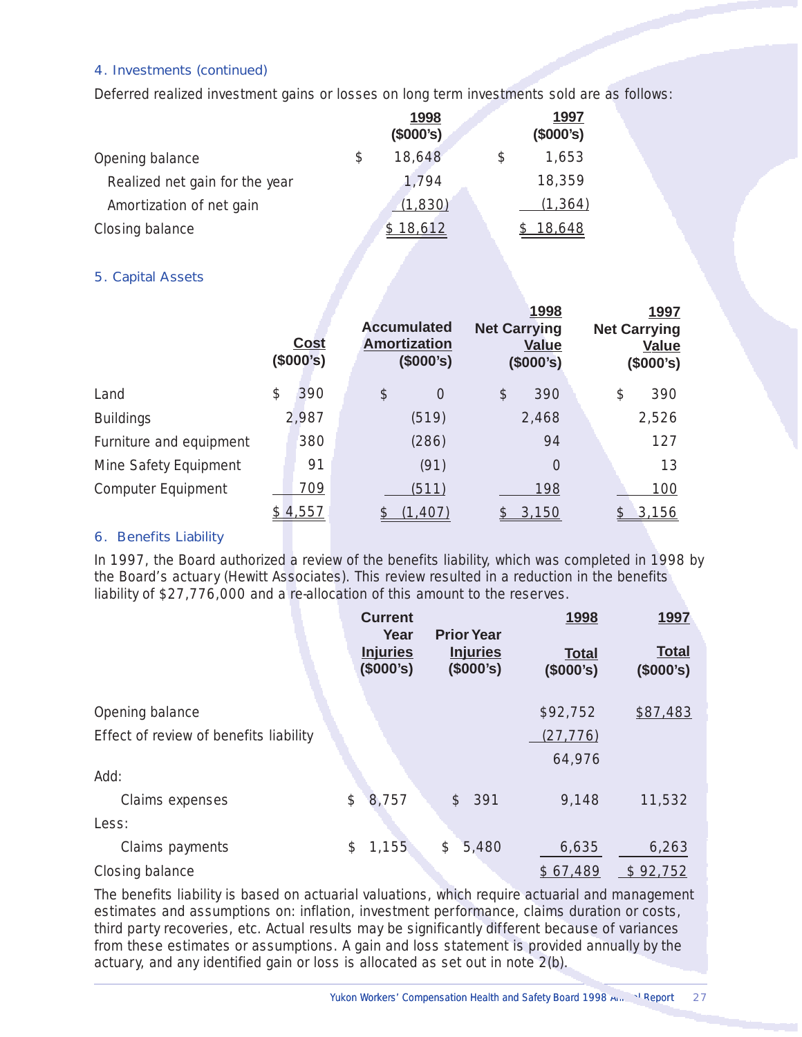### 4. Investments (continued)

Deferred realized investment gains or losses on long term investments sold are as follows:

| | 1998 ($000's) | 1997 ($000's) |
|---|---|---|
| Opening balance | $ 18,648 | $ 1,653 |
| Realized net gain for the year | 1,794 | 18,359 |
| Amortization of net gain | (1,830) | (1,364) |
| Closing balance | $ 18,612 | $ 18,648 |

### 5. Capital Assets

| | Cost ($000's) | Accumulated Amortization ($000's) | 1998 Net Carrying Value ($000's) | 1997 Net Carrying Value ($000's) |
|---|---|---|---|---|
| Land | $ 390 | $ 0 | $ 390 | $ 390 |
| Buildings | 2,987 | (519) | 2,468 | 2,526 |
| Furniture and equipment | 380 | (286) | 94 | 127 |
| Mine Safety Equipment | 91 | (91) | 0 | 13 |
| Computer Equipment | 709 | (511) | 198 | 100 |
| | $ 4,557 | $ (1,407) | $ 3,150 | $ 3,156 |

### 6. Benefits Liability

In 1997, the Board authorized a review of the benefits liability, which was completed in 1998 by the Board's actuary (Hewitt Associates). This review resulted in a reduction in the benefits liability of $27,776,000 and a re-allocation of this amount to the reserves.

| | Current Year Injuries ($000's) | Prior Year Injuries ($000's) | 1998 Total ($000's) | 1997 Total ($000's) |
|---|---|---|---|---|
| Opening balance | | | $92,752 | $87,483 |
| Effect of review of benefits liability | | | (27,776) | |
| | | | 64,976 | |
| Add: | | | | |
| Claims expenses | $ 8,757 | $ 391 | 9,148 | 11,532 |
| Less: | | | | |
| Claims payments | $ 1,155 | $ 5,480 | 6,635 | 6,263 |
| Closing balance | | | $ 67,489 | $ 92,752 |

The benefits liability is based on actuarial valuations, which require actuarial and management estimates and assumptions on: inflation, investment performance, claims duration or costs, third party recoveries, etc. Actual results may be significantly different because of variances from these estimates or assumptions. A gain and loss statement is provided annually by the actuary, and any identified gain or loss is allocated as set out in note 2(b).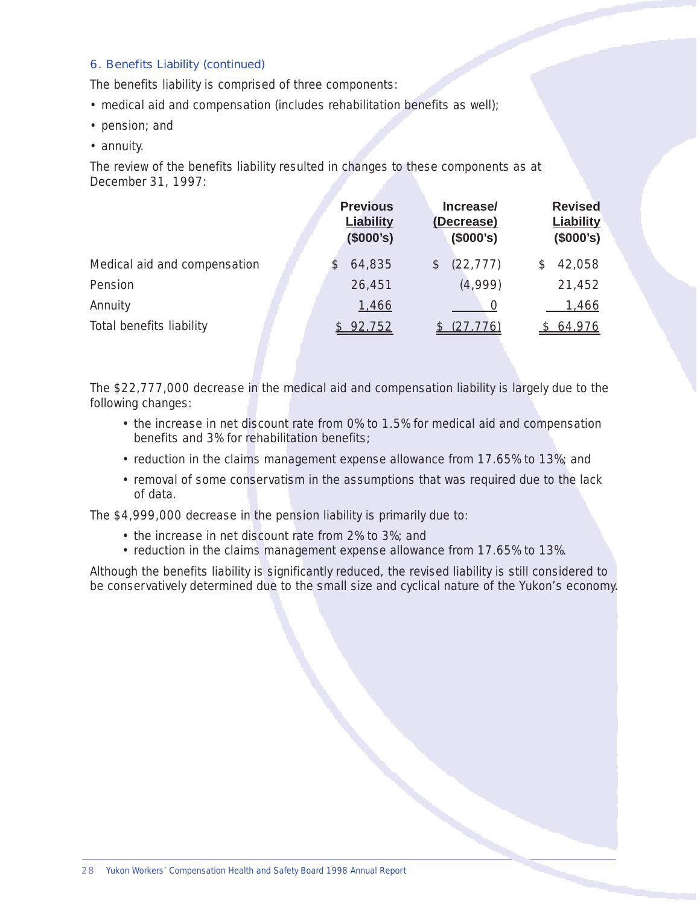### 6. Benefits Liability (continued)

The benefits liability is comprised of three components:

- medical aid and compensation (includes rehabilitation benefits as well);
- pension; and
- annuity.

The review of the benefits liability resulted in changes to these components as at December 31, 1997:

| | Previous Liability ($000's) | Increase/ (Decrease) ($000's) | Revised Liability ($000's) |
|---|---|---|---|
| Medical aid and compensation | $ 64,835 | $ (22,777) | $ 42,058 |
| Pension | 26,451 | (4,999) | 21,452 |
| Annuity | 1,466 | 0 | 1,466 |
| Total benefits liability | $ 92,752 | $ (27,776) | $ 64,976 |

The $22,777,000 decrease in the medical aid and compensation liability is largely due to the following changes:

- the increase in net discount rate from 0% to 1.5% for medical aid and compensation benefits and 3% for rehabilitation benefits;
- reduction in the claims management expense allowance from 17.65% to 13%; and
- removal of some conservatism in the assumptions that was required due to the lack of data.

The $4,999,000 decrease in the pension liability is primarily due to:

- the increase in net discount rate from 2% to 3%; and
- reduction in the claims management expense allowance from 17.65% to 13%.

Although the benefits liability is significantly reduced, the revised liability is still considered to be conservatively determined due to the small size and cyclical nature of the Yukon's economy.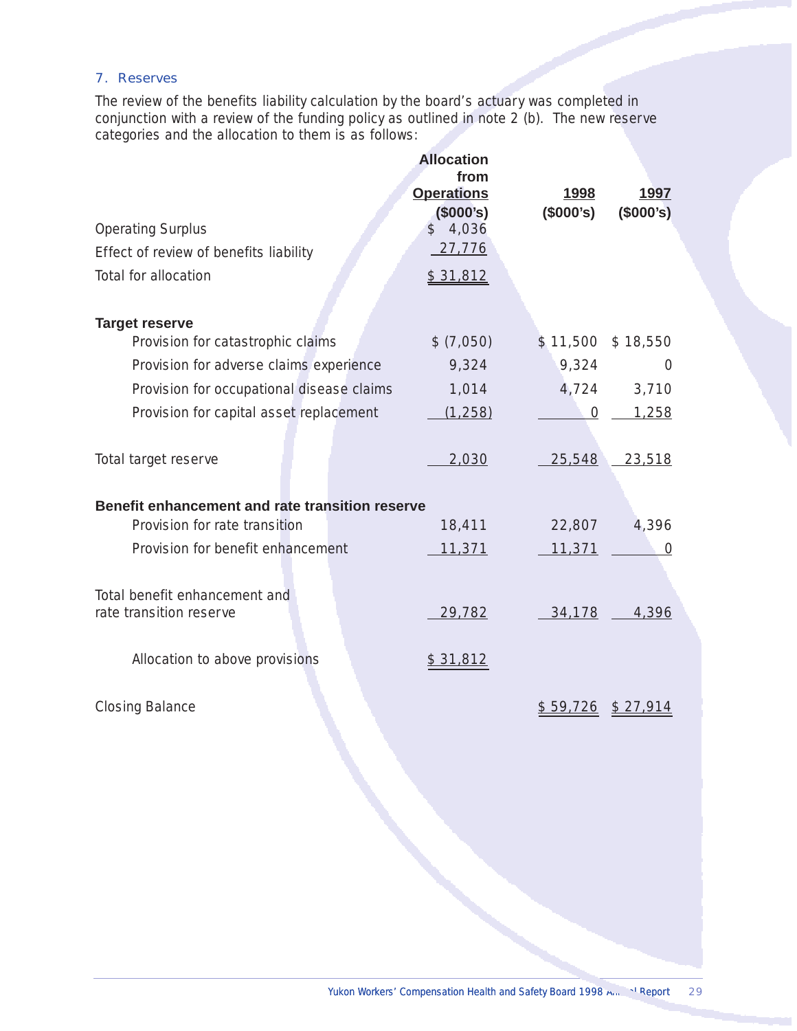## 7. Reserves

The review of the benefits liability calculation by the board's actuary was completed in conjunction with a review of the funding policy as outlined in note 2 (b). The new reserve categories and the allocation to them is as follows:

| | Allocation from Operations ($000's) | 1998 ($000's) | 1997 ($000's) |
|---|---|---|---|
| Operating Surplus | $ 4,036 | | |
| Effect of review of benefits liability | 27,776 | | |
| Total for allocation | $ 31,812 | | |
| **Target reserve** | | | |
| Provision for catastrophic claims | $ (7,050) | $ 11,500 | $ 18,550 |
| Provision for adverse claims experience | 9,324 | 9,324 | 0 |
| Provision for occupational disease claims | 1,014 | 4,724 | 3,710 |
| Provision for capital asset replacement | (1,258) | 0 | 1,258 |
| Total target reserve | 2,030 | 25,548 | 23,518 |
| **Benefit enhancement and rate transition reserve** | | | |
| Provision for rate transition | 18,411 | 22,807 | 4,396 |
| Provision for benefit enhancement | 11,371 | 11,371 | 0 |
| Total benefit enhancement and rate transition reserve | 29,782 | 34,178 | 4,396 |
| Allocation to above provisions | $ 31,812 | | |
| Closing Balance | | $ 59,726 | $ 27,914 |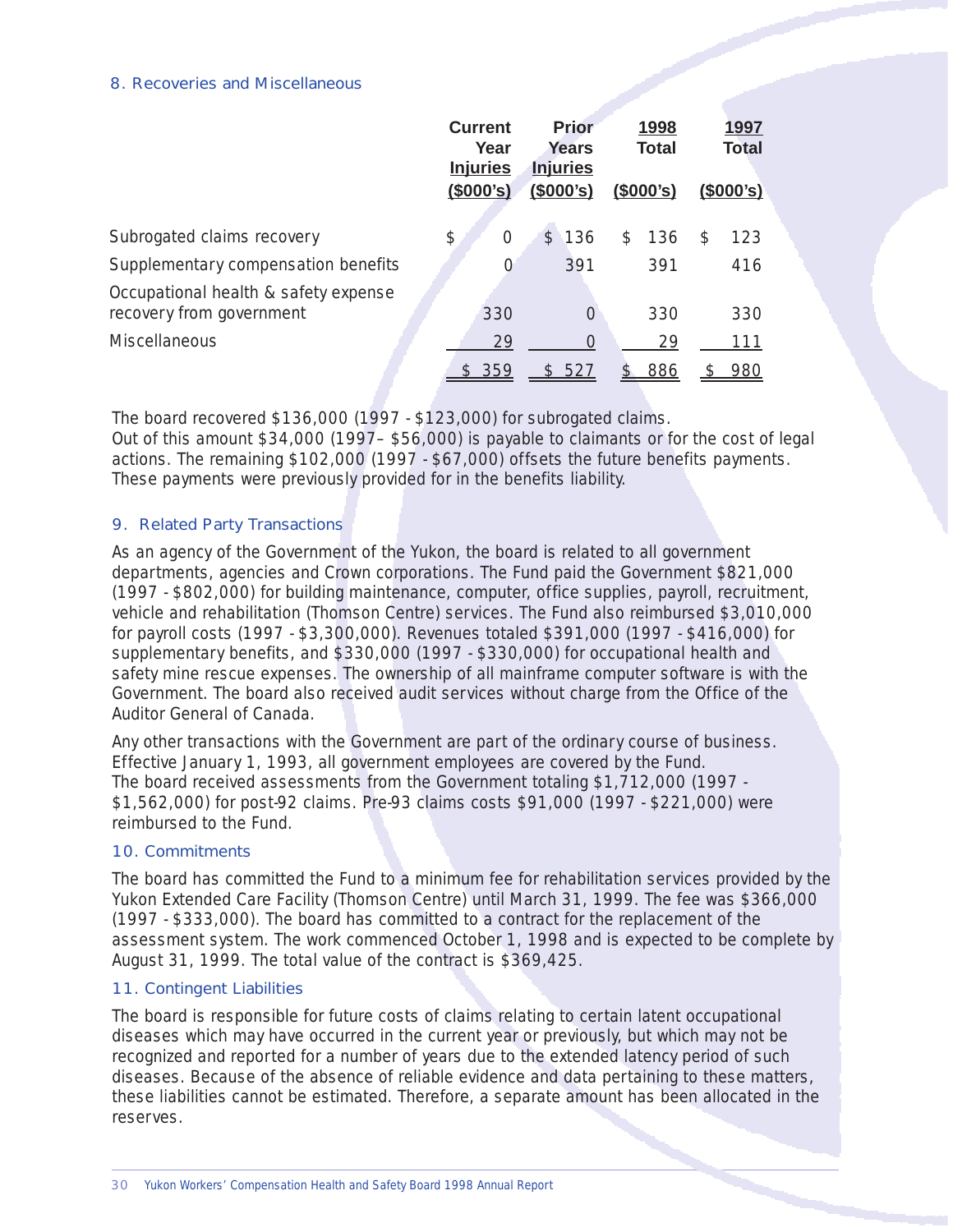## 8. Recoveries and Miscellaneous

| | Current Year Injuries ($000's) | Prior Years Injuries ($000's) | 1998 Total ($000's) | 1997 Total ($000's) |
|---|---|---|---|---|
| Subrogated claims recovery | $ 0 | $ 136 | $ 136 | $ 123 |
| Supplementary compensation benefits | 0 | 391 | 391 | 416 |
| Occupational health & safety expense recovery from government | 330 | 0 | 330 | 330 |
| Miscellaneous | 29 | 0 | 29 | 111 |
| | $ 359 | $ 527 | $ 886 | $ 980 |

The board recovered $136,000 (1997 - $123,000) for subrogated claims. Out of this amount $34,000 (1997– $56,000) is payable to claimants or for the cost of legal actions. The remaining $102,000 (1997 - $67,000) offsets the future benefits payments. These payments were previously provided for in the benefits liability.

## 9. Related Party Transactions

As an agency of the Government of the Yukon, the board is related to all government departments, agencies and Crown corporations. The Fund paid the Government $821,000 (1997 - $802,000) for building maintenance, computer, office supplies, payroll, recruitment, vehicle and rehabilitation (Thomson Centre) services. The Fund also reimbursed $3,010,000 for payroll costs (1997 - $3,300,000). Revenues totaled $391,000 (1997 - $416,000) for supplementary benefits, and $330,000 (1997 - $330,000) for occupational health and safety mine rescue expenses. The ownership of all mainframe computer software is with the Government. The board also received audit services without charge from the Office of the Auditor General of Canada.

Any other transactions with the Government are part of the ordinary course of business. Effective January 1, 1993, all government employees are covered by the Fund. The board received assessments from the Government totaling $1,712,000 (1997 - $1,562,000) for post-92 claims. Pre-93 claims costs $91,000 (1997 - $221,000) were reimbursed to the Fund.

## 10. Commitments

The board has committed the Fund to a minimum fee for rehabilitation services provided by the Yukon Extended Care Facility (Thomson Centre) until March 31, 1999. The fee was $366,000 (1997 - $333,000). The board has committed to a contract for the replacement of the assessment system. The work commenced October 1, 1998 and is expected to be complete by August 31, 1999. The total value of the contract is $369,425.

## 11. Contingent Liabilities

The board is responsible for future costs of claims relating to certain latent occupational diseases which may have occurred in the current year or previously, but which may not be recognized and reported for a number of years due to the extended latency period of such diseases. Because of the absence of reliable evidence and data pertaining to these matters, these liabilities cannot be estimated. Therefore, a separate amount has been allocated in the reserves.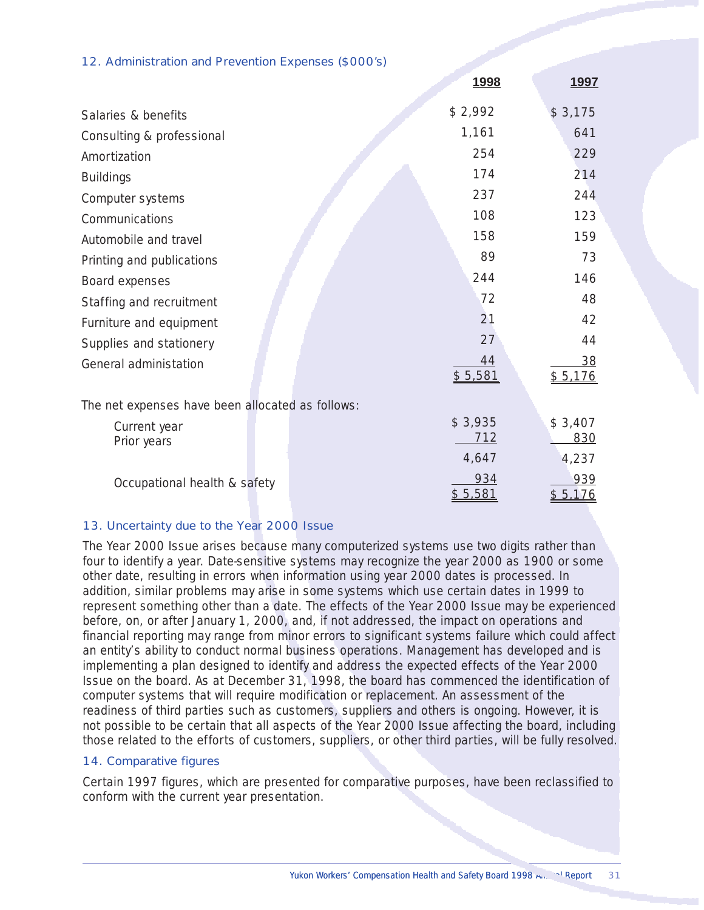## 12. Administration and Prevention Expenses ($000's)

| | 1998 | 1997 |
|---|---|---|
| Salaries & benefits | $ 2,992 | $ 3,175 |
| Consulting & professional | 1,161 | 641 |
| Amortization | 254 | 229 |
| Buildings | 174 | 214 |
| Computer systems | 237 | 244 |
| Communications | 108 | 123 |
| Automobile and travel | 158 | 159 |
| Printing and publications | 89 | 73 |
| Board expenses | 244 | 146 |
| Staffing and recruitment | 72 | 48 |
| Furniture and equipment | 21 | 42 |
| Supplies and stationery | 27 | 44 |
| General administation | 44 | 38 |
| | $ 5,581 | $ 5,176 |
| The net expenses have been allocated as follows: | | |
| Current year | $ 3,935 | $ 3,407 |
| Prior years | 712 | 830 |
| | 4,647 | 4,237 |
| Occupational health & safety | 934 | 939 |
| | $ 5,581 | $ 5,176 |

## 13. Uncertainty due to the Year 2000 Issue

The Year 2000 Issue arises because many computerized systems use two digits rather than four to identify a year. Date-sensitive systems may recognize the year 2000 as 1900 or some other date, resulting in errors when information using year 2000 dates is processed. In addition, similar problems may arise in some systems which use certain dates in 1999 to represent something other than a date. The effects of the Year 2000 Issue may be experienced before, on, or after January 1, 2000, and, if not addressed, the impact on operations and financial reporting may range from minor errors to significant systems failure which could affect an entity's ability to conduct normal business operations. Management has developed and is implementing a plan designed to identify and address the expected effects of the Year 2000 Issue on the board. As at December 31, 1998, the board has commenced the identification of computer systems that will require modification or replacement. An assessment of the readiness of third parties such as customers, suppliers and others is ongoing. However, it is not possible to be certain that all aspects of the Year 2000 Issue affecting the board, including those related to the efforts of customers, suppliers, or other third parties, will be fully resolved.

## 14. Comparative figures

Certain 1997 figures, which are presented for comparative purposes, have been reclassified to conform with the current year presentation.